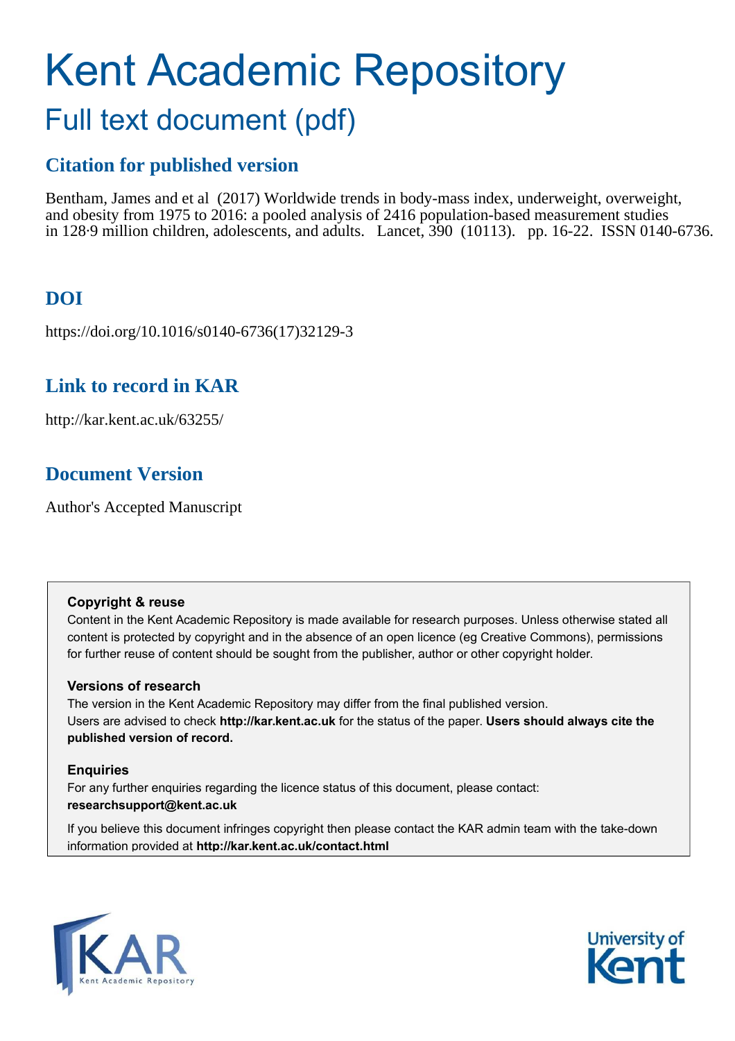# Kent Academic Repository

## Full text document (pdf)

### Citation for published version

Bentham, James and et al (2017) Worldwide trends in body-mass index, underweight, overweight, and obesity from 1975 to 2016: a pooled analysis of 2416 population-based measurement studies in 128·9 million children, adolescents, and adults. Lancet, 390 (10113). pp. 16-22. ISSN 0140-6736.

### DOI

https://doi.org/10.1016/s0140-6736(17)32129-3

### Link to record in KAR

http://kar.kent.ac.uk/63255/

### Document Version

Author's Accepted Manuscript

**Copyright & reuse**

Content in the Kent Academic Repository is made available for research purposes. Unless otherwise stated all content is protected by copyright and in the absence of an open licence (eg Creative Commons), permissions for further reuse of content should be sought from the publisher, author or other copyright holder.

**Versions of research**

The version in the Kent Academic Repository may differ from the final published version. Users are advised to check **http://kar.kent.ac.uk** for the status of the paper. **Users should always cite the published version of record.**

**Enquiries**

For any further enquiries regarding the licence status of this document, please contact: **researchsupport@kent.ac.uk**

If you believe this document infringes copyright then please contact the KAR admin team with the take-down information provided at **http://kar.kent.ac.uk/contact.html**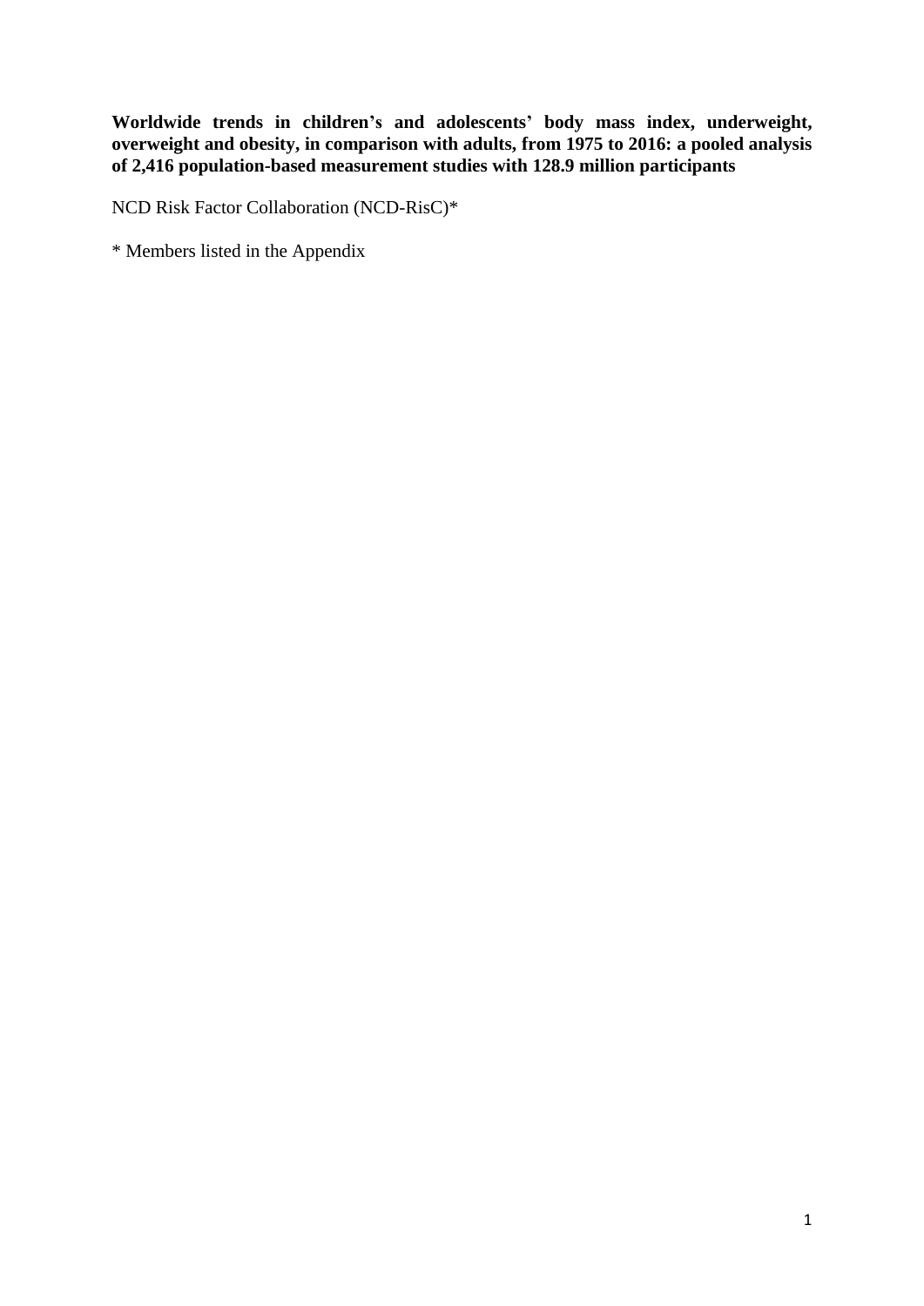**Worldwide trends in children's and adolescents' body mass index, underweight, overweight and obesity, in comparison with adults, from 1975 to 2016: a pooled analysis of 2,416 population-based measurement studies with 128.9 million participants**

NCD Risk Factor Collaboration (NCD-RisC)*

* Members listed in the Appendix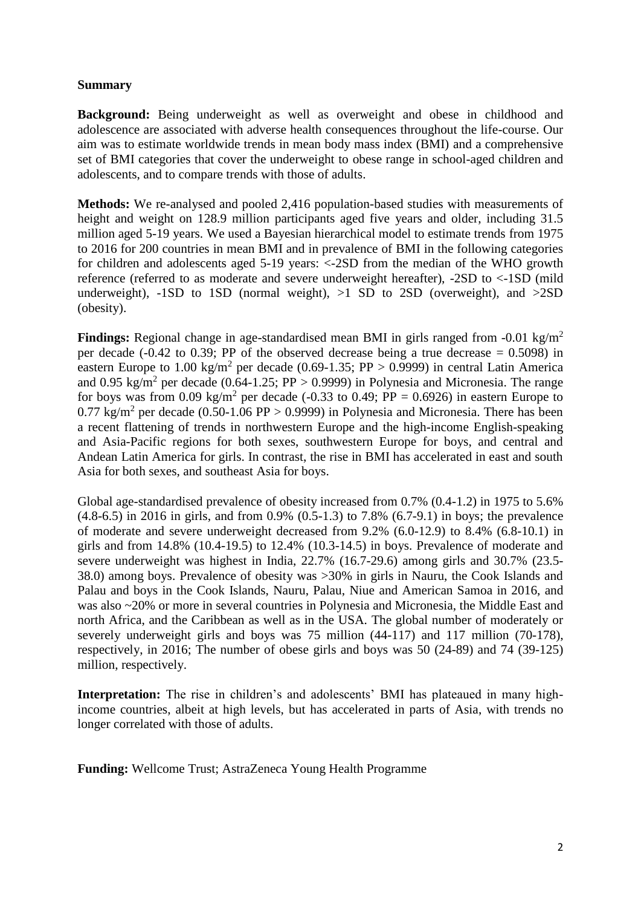## Summary

**Background:** Being underweight as well as overweight and obese in childhood and adolescence are associated with adverse health consequences throughout the life-course. Our aim was to estimate worldwide trends in mean body mass index (BMI) and a comprehensive set of BMI categories that cover the underweight to obese range in school-aged children and adolescents, and to compare trends with those of adults.

**Methods:** We re-analysed and pooled 2,416 population-based studies with measurements of height and weight on 128.9 million participants aged five years and older, including 31.5 million aged 5-19 years. We used a Bayesian hierarchical model to estimate trends from 1975 to 2016 for 200 countries in mean BMI and in prevalence of BMI in the following categories for children and adolescents aged 5-19 years: <-2SD from the median of the WHO growth reference (referred to as moderate and severe underweight hereafter), -2SD to <-1SD (mild underweight), -1SD to 1SD (normal weight), >1 SD to 2SD (overweight), and >2SD (obesity).

**Findings:** Regional change in age-standardised mean BMI in girls ranged from -0.01 kg/m$^2$ per decade (-0.42 to 0.39; PP of the observed decrease being a true decrease = 0.5098) in eastern Europe to 1.00 kg/m$^2$ per decade (0.69-1.35; PP > 0.9999) in central Latin America and 0.95 kg/m$^2$ per decade (0.64-1.25; PP > 0.9999) in Polynesia and Micronesia. The range for boys was from 0.09 kg/m$^2$ per decade (-0.33 to 0.49; PP = 0.6926) in eastern Europe to 0.77 kg/m$^2$ per decade (0.50-1.06 PP > 0.9999) in Polynesia and Micronesia. There has been a recent flattening of trends in northwestern Europe and the high-income English-speaking and Asia-Pacific regions for both sexes, southwestern Europe for boys, and central and Andean Latin America for girls. In contrast, the rise in BMI has accelerated in east and south Asia for both sexes, and southeast Asia for boys.

Global age-standardised prevalence of obesity increased from 0.7% (0.4-1.2) in 1975 to 5.6% (4.8-6.5) in 2016 in girls, and from 0.9% (0.5-1.3) to 7.8% (6.7-9.1) in boys; the prevalence of moderate and severe underweight decreased from 9.2% (6.0-12.9) to 8.4% (6.8-10.1) in girls and from 14.8% (10.4-19.5) to 12.4% (10.3-14.5) in boys. Prevalence of moderate and severe underweight was highest in India, 22.7% (16.7-29.6) among girls and 30.7% (23.5-38.0) among boys. Prevalence of obesity was >30% in girls in Nauru, the Cook Islands and Palau and boys in the Cook Islands, Nauru, Palau, Niue and American Samoa in 2016, and was also ~20% or more in several countries in Polynesia and Micronesia, the Middle East and north Africa, and the Caribbean as well as in the USA. The global number of moderately or severely underweight girls and boys was 75 million (44-117) and 117 million (70-178), respectively, in 2016; The number of obese girls and boys was 50 (24-89) and 74 (39-125) million, respectively.

**Interpretation:** The rise in children's and adolescents' BMI has plateaued in many high-income countries, albeit at high levels, but has accelerated in parts of Asia, with trends no longer correlated with those of adults.

**Funding:** Wellcome Trust; AstraZeneca Young Health Programme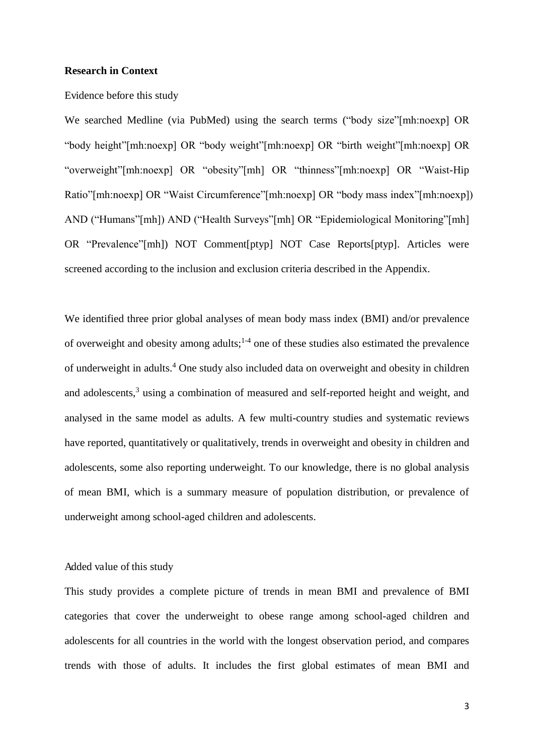**Research in Context**

Evidence before this study

We searched Medline (via PubMed) using the search terms ("body size"[mh:noexp] OR "body height"[mh:noexp] OR "body weight"[mh:noexp] OR "birth weight"[mh:noexp] OR "overweight"[mh:noexp] OR "obesity"[mh] OR "thinness"[mh:noexp] OR "Waist-Hip Ratio"[mh:noexp] OR "Waist Circumference"[mh:noexp] OR "body mass index"[mh:noexp]) AND ("Humans"[mh]) AND ("Health Surveys"[mh] OR "Epidemiological Monitoring"[mh] OR "Prevalence"[mh]) NOT Comment[ptyp] NOT Case Reports[ptyp]. Articles were screened according to the inclusion and exclusion criteria described in the Appendix.

We identified three prior global analyses of mean body mass index (BMI) and/or prevalence of overweight and obesity among adults;[1-4] one of these studies also estimated the prevalence of underweight in adults.[4] One study also included data on overweight and obesity in children and adolescents,[3] using a combination of measured and self-reported height and weight, and analysed in the same model as adults. A few multi-country studies and systematic reviews have reported, quantitatively or qualitatively, trends in overweight and obesity in children and adolescents, some also reporting underweight. To our knowledge, there is no global analysis of mean BMI, which is a summary measure of population distribution, or prevalence of underweight among school-aged children and adolescents.

Added value of this study

This study provides a complete picture of trends in mean BMI and prevalence of BMI categories that cover the underweight to obese range among school-aged children and adolescents for all countries in the world with the longest observation period, and compares trends with those of adults. It includes the first global estimates of mean BMI and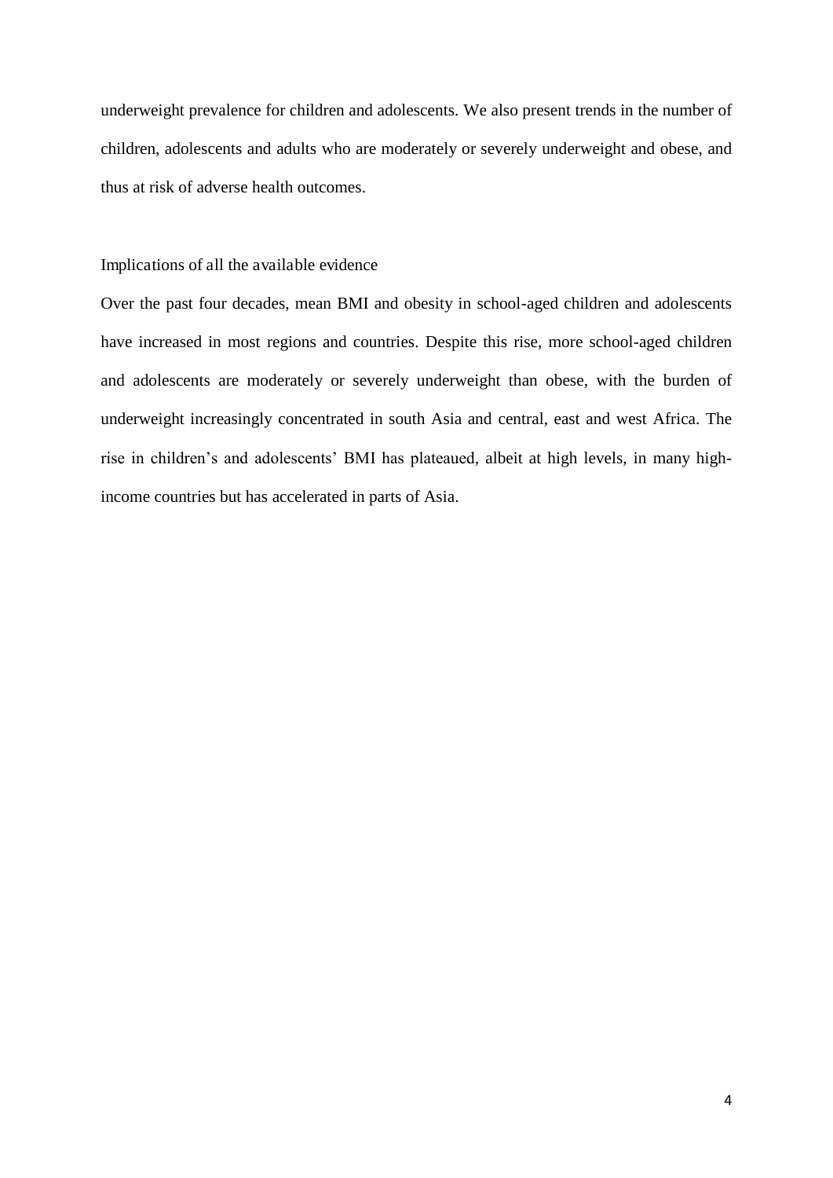underweight prevalence for children and adolescents. We also present trends in the number of children, adolescents and adults who are moderately or severely underweight and obese, and thus at risk of adverse health outcomes.

Implications of all the available evidence

Over the past four decades, mean BMI and obesity in school-aged children and adolescents have increased in most regions and countries. Despite this rise, more school-aged children and adolescents are moderately or severely underweight than obese, with the burden of underweight increasingly concentrated in south Asia and central, east and west Africa. The rise in children's and adolescents' BMI has plateaued, albeit at high levels, in many high-income countries but has accelerated in parts of Asia.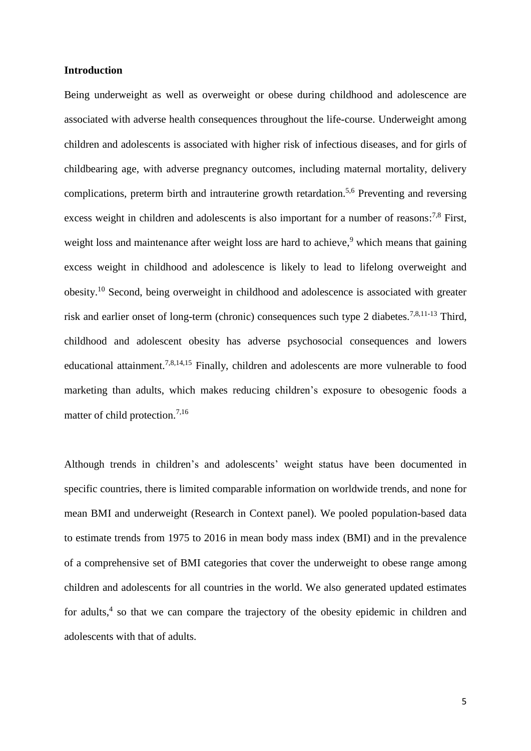**Introduction**

Being underweight as well as overweight or obese during childhood and adolescence are associated with adverse health consequences throughout the life-course. Underweight among children and adolescents is associated with higher risk of infectious diseases, and for girls of childbearing age, with adverse pregnancy outcomes, including maternal mortality, delivery complications, preterm birth and intrauterine growth retardation.[5,6] Preventing and reversing excess weight in children and adolescents is also important for a number of reasons:[7,8] First, weight loss and maintenance after weight loss are hard to achieve,[9] which means that gaining excess weight in childhood and adolescence is likely to lead to lifelong overweight and obesity.[10] Second, being overweight in childhood and adolescence is associated with greater risk and earlier onset of long-term (chronic) consequences such type 2 diabetes.[7,8,11-13] Third, childhood and adolescent obesity has adverse psychosocial consequences and lowers educational attainment.[7,8,14,15] Finally, children and adolescents are more vulnerable to food marketing than adults, which makes reducing children's exposure to obesogenic foods a matter of child protection.[7,16]

Although trends in children's and adolescents' weight status have been documented in specific countries, there is limited comparable information on worldwide trends, and none for mean BMI and underweight (Research in Context panel). We pooled population-based data to estimate trends from 1975 to 2016 in mean body mass index (BMI) and in the prevalence of a comprehensive set of BMI categories that cover the underweight to obese range among children and adolescents for all countries in the world. We also generated updated estimates for adults,[4] so that we can compare the trajectory of the obesity epidemic in children and adolescents with that of adults.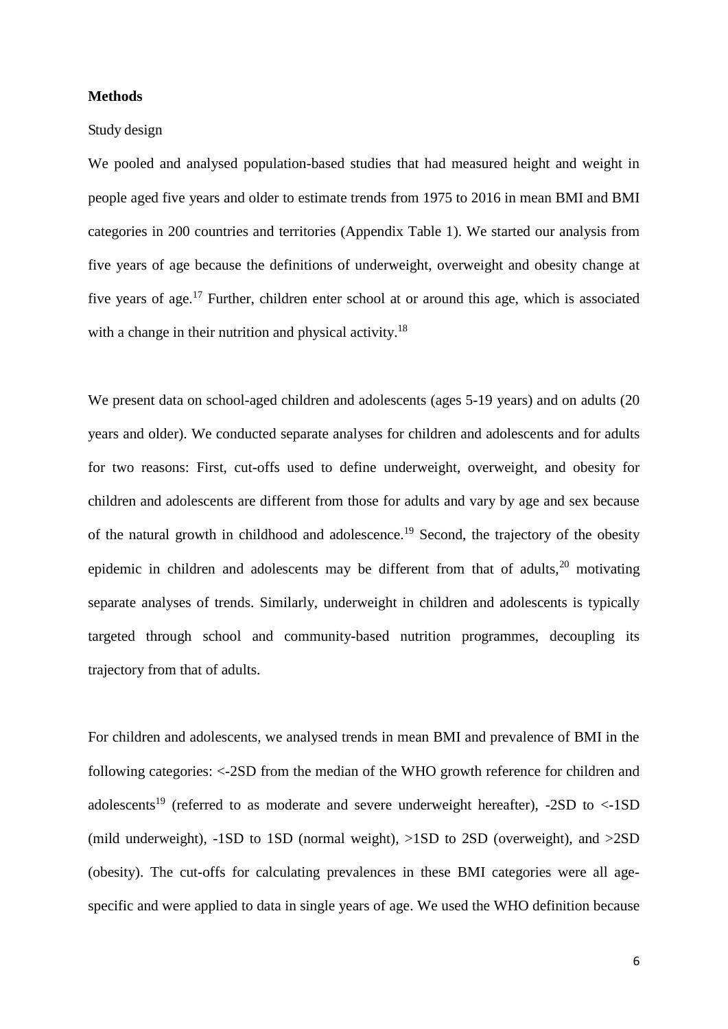## Methods

Study design

We pooled and analysed population-based studies that had measured height and weight in people aged five years and older to estimate trends from 1975 to 2016 in mean BMI and BMI categories in 200 countries and territories (Appendix Table 1). We started our analysis from five years of age because the definitions of underweight, overweight and obesity change at five years of age.[17] Further, children enter school at or around this age, which is associated with a change in their nutrition and physical activity.[18]

We present data on school-aged children and adolescents (ages 5-19 years) and on adults (20 years and older). We conducted separate analyses for children and adolescents and for adults for two reasons: First, cut-offs used to define underweight, overweight, and obesity for children and adolescents are different from those for adults and vary by age and sex because of the natural growth in childhood and adolescence.[19] Second, the trajectory of the obesity epidemic in children and adolescents may be different from that of adults,[20] motivating separate analyses of trends. Similarly, underweight in children and adolescents is typically targeted through school and community-based nutrition programmes, decoupling its trajectory from that of adults.

For children and adolescents, we analysed trends in mean BMI and prevalence of BMI in the following categories: <-2SD from the median of the WHO growth reference for children and adolescents[19] (referred to as moderate and severe underweight hereafter), -2SD to <-1SD (mild underweight), -1SD to 1SD (normal weight), >1SD to 2SD (overweight), and >2SD (obesity). The cut-offs for calculating prevalences in these BMI categories were all age-specific and were applied to data in single years of age. We used the WHO definition because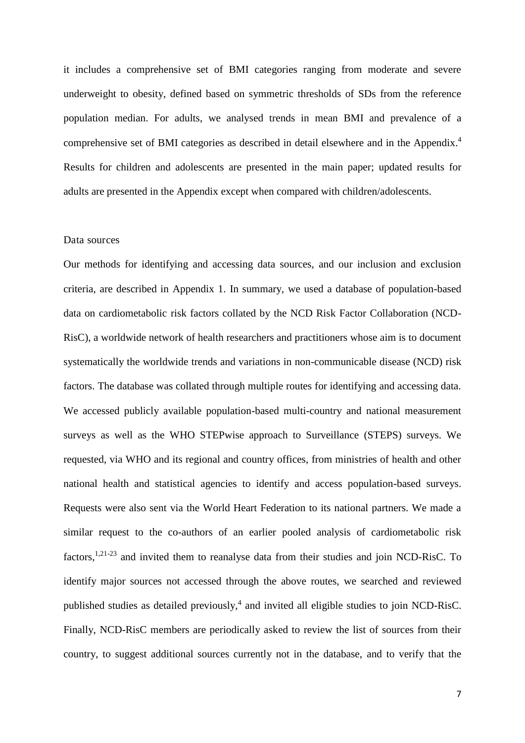it includes a comprehensive set of BMI categories ranging from moderate and severe underweight to obesity, defined based on symmetric thresholds of SDs from the reference population median. For adults, we analysed trends in mean BMI and prevalence of a comprehensive set of BMI categories as described in detail elsewhere and in the Appendix.[4] Results for children and adolescents are presented in the main paper; updated results for adults are presented in the Appendix except when compared with children/adolescents.

## Data sources

Our methods for identifying and accessing data sources, and our inclusion and exclusion criteria, are described in Appendix 1. In summary, we used a database of population-based data on cardiometabolic risk factors collated by the NCD Risk Factor Collaboration (NCD-RisC), a worldwide network of health researchers and practitioners whose aim is to document systematically the worldwide trends and variations in non-communicable disease (NCD) risk factors. The database was collated through multiple routes for identifying and accessing data. We accessed publicly available population-based multi-country and national measurement surveys as well as the WHO STEPwise approach to Surveillance (STEPS) surveys. We requested, via WHO and its regional and country offices, from ministries of health and other national health and statistical agencies to identify and access population-based surveys. Requests were also sent via the World Heart Federation to its national partners. We made a similar request to the co-authors of an earlier pooled analysis of cardiometabolic risk factors,[1,21-23] and invited them to reanalyse data from their studies and join NCD-RisC. To identify major sources not accessed through the above routes, we searched and reviewed published studies as detailed previously,[4] and invited all eligible studies to join NCD-RisC. Finally, NCD-RisC members are periodically asked to review the list of sources from their country, to suggest additional sources currently not in the database, and to verify that the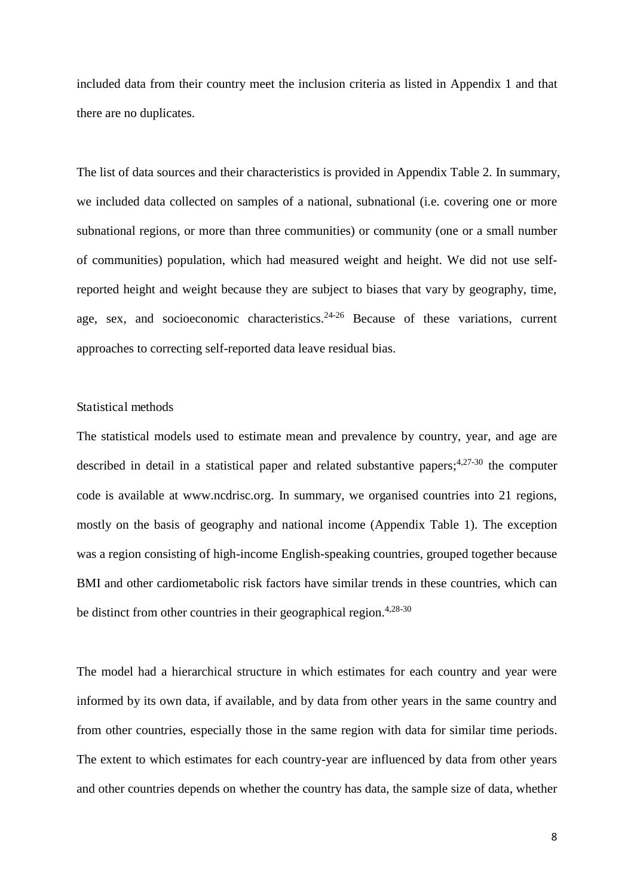included data from their country meet the inclusion criteria as listed in Appendix 1 and that there are no duplicates.

The list of data sources and their characteristics is provided in Appendix Table 2. In summary, we included data collected on samples of a national, subnational (i.e. covering one or more subnational regions, or more than three communities) or community (one or a small number of communities) population, which had measured weight and height. We did not use self-reported height and weight because they are subject to biases that vary by geography, time, age, sex, and socioeconomic characteristics.[24-26] Because of these variations, current approaches to correcting self-reported data leave residual bias.

### Statistical methods

The statistical models used to estimate mean and prevalence by country, year, and age are described in detail in a statistical paper and related substantive papers;[4,27-30] the computer code is available at www.ncdrisc.org. In summary, we organised countries into 21 regions, mostly on the basis of geography and national income (Appendix Table 1). The exception was a region consisting of high-income English-speaking countries, grouped together because BMI and other cardiometabolic risk factors have similar trends in these countries, which can be distinct from other countries in their geographical region.[4,28-30]

The model had a hierarchical structure in which estimates for each country and year were informed by its own data, if available, and by data from other years in the same country and from other countries, especially those in the same region with data for similar time periods. The extent to which estimates for each country-year are influenced by data from other years and other countries depends on whether the country has data, the sample size of data, whether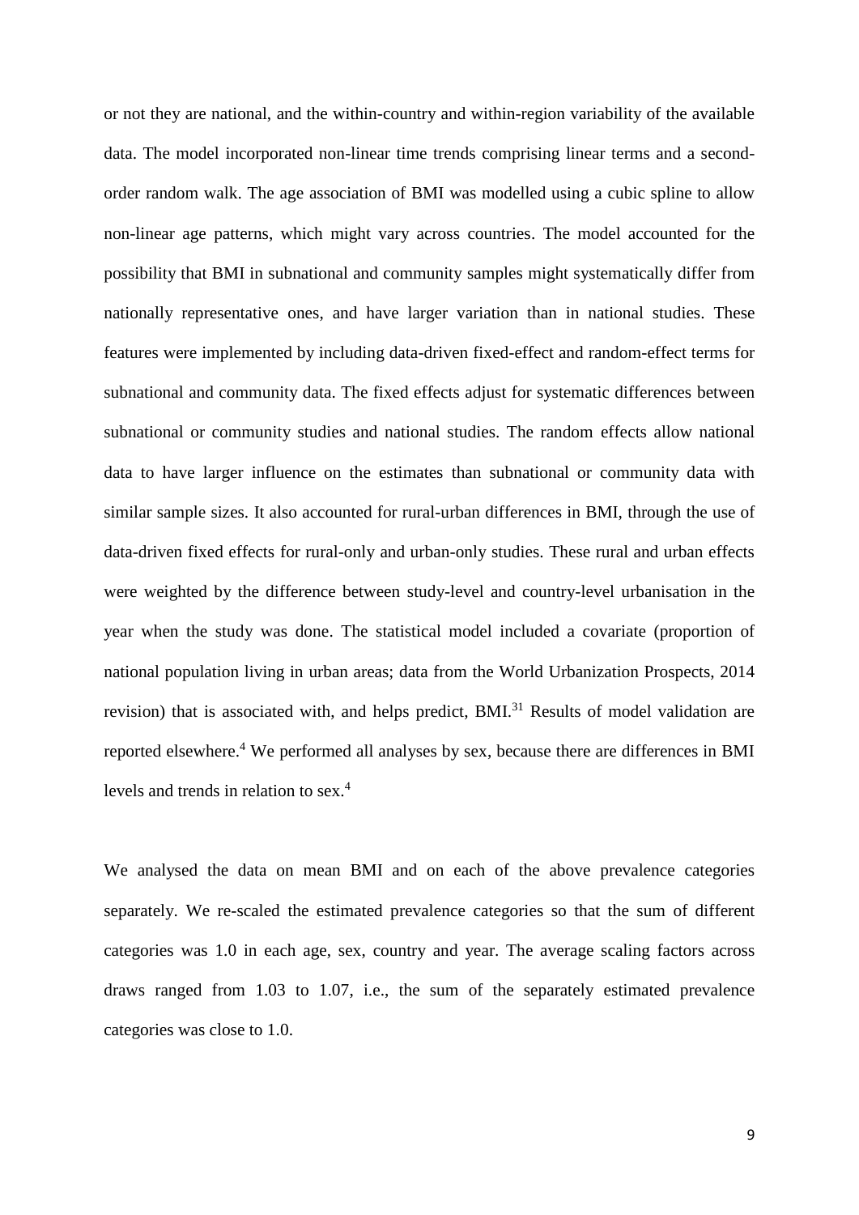or not they are national, and the within-country and within-region variability of the available data. The model incorporated non-linear time trends comprising linear terms and a second-order random walk. The age association of BMI was modelled using a cubic spline to allow non-linear age patterns, which might vary across countries. The model accounted for the possibility that BMI in subnational and community samples might systematically differ from nationally representative ones, and have larger variation than in national studies. These features were implemented by including data-driven fixed-effect and random-effect terms for subnational and community data. The fixed effects adjust for systematic differences between subnational or community studies and national studies. The random effects allow national data to have larger influence on the estimates than subnational or community data with similar sample sizes. It also accounted for rural-urban differences in BMI, through the use of data-driven fixed effects for rural-only and urban-only studies. These rural and urban effects were weighted by the difference between study-level and country-level urbanisation in the year when the study was done. The statistical model included a covariate (proportion of national population living in urban areas; data from the World Urbanization Prospects, 2014 revision) that is associated with, and helps predict, BMI.[31] Results of model validation are reported elsewhere.[4] We performed all analyses by sex, because there are differences in BMI levels and trends in relation to sex.[4]

We analysed the data on mean BMI and on each of the above prevalence categories separately. We re-scaled the estimated prevalence categories so that the sum of different categories was 1.0 in each age, sex, country and year. The average scaling factors across draws ranged from 1.03 to 1.07, i.e., the sum of the separately estimated prevalence categories was close to 1.0.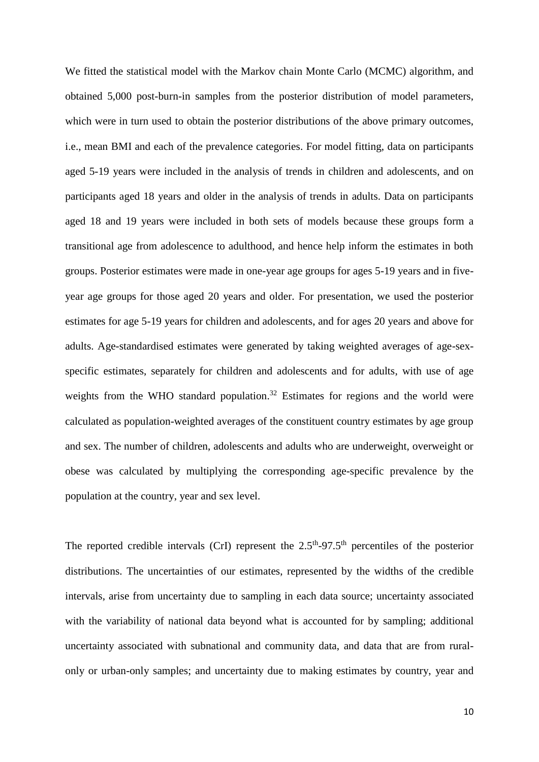We fitted the statistical model with the Markov chain Monte Carlo (MCMC) algorithm, and obtained 5,000 post-burn-in samples from the posterior distribution of model parameters, which were in turn used to obtain the posterior distributions of the above primary outcomes, i.e., mean BMI and each of the prevalence categories. For model fitting, data on participants aged 5-19 years were included in the analysis of trends in children and adolescents, and on participants aged 18 years and older in the analysis of trends in adults. Data on participants aged 18 and 19 years were included in both sets of models because these groups form a transitional age from adolescence to adulthood, and hence help inform the estimates in both groups. Posterior estimates were made in one-year age groups for ages 5-19 years and in five-year age groups for those aged 20 years and older. For presentation, we used the posterior estimates for age 5-19 years for children and adolescents, and for ages 20 years and above for adults. Age-standardised estimates were generated by taking weighted averages of age-sex-specific estimates, separately for children and adolescents and for adults, with use of age weights from the WHO standard population.[32] Estimates for regions and the world were calculated as population-weighted averages of the constituent country estimates by age group and sex. The number of children, adolescents and adults who are underweight, overweight or obese was calculated by multiplying the corresponding age-specific prevalence by the population at the country, year and sex level.

The reported credible intervals (CrI) represent the 2.5th-97.5th percentiles of the posterior distributions. The uncertainties of our estimates, represented by the widths of the credible intervals, arise from uncertainty due to sampling in each data source; uncertainty associated with the variability of national data beyond what is accounted for by sampling; additional uncertainty associated with subnational and community data, and data that are from rural-only or urban-only samples; and uncertainty due to making estimates by country, year and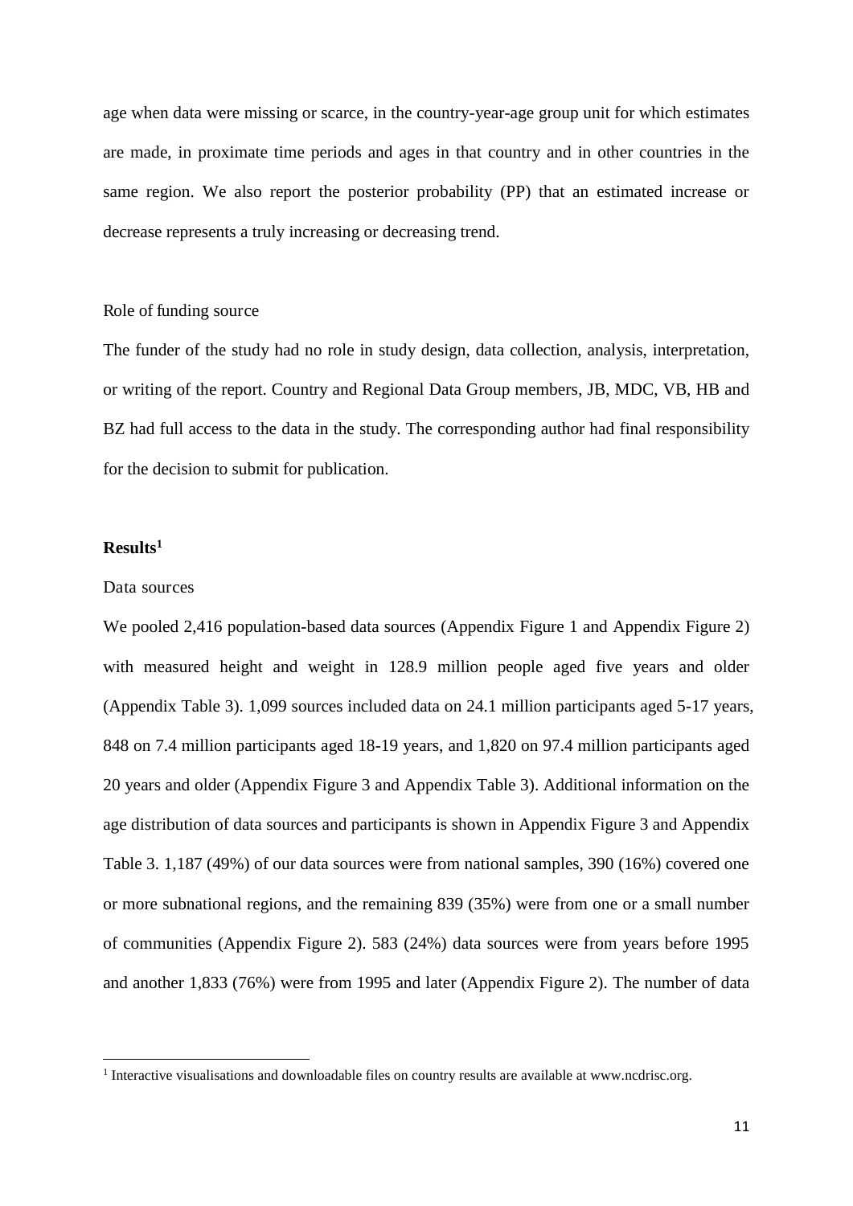age when data were missing or scarce, in the country-year-age group unit for which estimates are made, in proximate time periods and ages in that country and in other countries in the same region. We also report the posterior probability (PP) that an estimated increase or decrease represents a truly increasing or decreasing trend.

Role of funding source

The funder of the study had no role in study design, data collection, analysis, interpretation, or writing of the report. Country and Regional Data Group members, JB, MDC, VB, HB and BZ had full access to the data in the study. The corresponding author had final responsibility for the decision to submit for publication.

## Results[1]

Data sources

We pooled 2,416 population-based data sources (Appendix Figure 1 and Appendix Figure 2) with measured height and weight in 128.9 million people aged five years and older (Appendix Table 3). 1,099 sources included data on 24.1 million participants aged 5-17 years, 848 on 7.4 million participants aged 18-19 years, and 1,820 on 97.4 million participants aged 20 years and older (Appendix Figure 3 and Appendix Table 3). Additional information on the age distribution of data sources and participants is shown in Appendix Figure 3 and Appendix Table 3. 1,187 (49%) of our data sources were from national samples, 390 (16%) covered one or more subnational regions, and the remaining 839 (35%) were from one or a small number of communities (Appendix Figure 2). 583 (24%) data sources were from years before 1995 and another 1,833 (76%) were from 1995 and later (Appendix Figure 2). The number of data

[1] Interactive visualisations and downloadable files on country results are available at www.ncdrisc.org.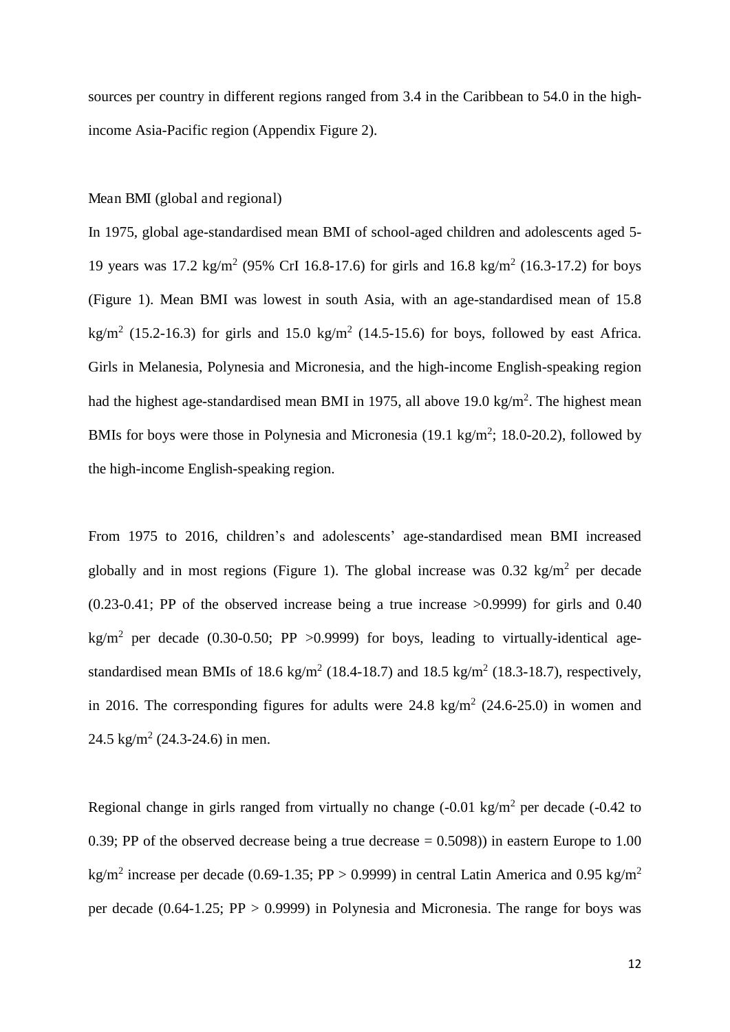sources per country in different regions ranged from 3.4 in the Caribbean to 54.0 in the high-income Asia-Pacific region (Appendix Figure 2).

## Mean BMI (global and regional)

In 1975, global age-standardised mean BMI of school-aged children and adolescents aged 5-19 years was 17.2 kg/m$^2$ (95% CrI 16.8-17.6) for girls and 16.8 kg/m$^2$ (16.3-17.2) for boys (Figure 1). Mean BMI was lowest in south Asia, with an age-standardised mean of 15.8 kg/m$^2$ (15.2-16.3) for girls and 15.0 kg/m$^2$ (14.5-15.6) for boys, followed by east Africa. Girls in Melanesia, Polynesia and Micronesia, and the high-income English-speaking region had the highest age-standardised mean BMI in 1975, all above 19.0 kg/m$^2$. The highest mean BMIs for boys were those in Polynesia and Micronesia (19.1 kg/m$^2$; 18.0-20.2), followed by the high-income English-speaking region.

From 1975 to 2016, children's and adolescents' age-standardised mean BMI increased globally and in most regions (Figure 1). The global increase was 0.32 kg/m$^2$ per decade (0.23-0.41; PP of the observed increase being a true increase >0.9999) for girls and 0.40 kg/m$^2$ per decade (0.30-0.50; PP >0.9999) for boys, leading to virtually-identical age-standardised mean BMIs of 18.6 kg/m$^2$ (18.4-18.7) and 18.5 kg/m$^2$ (18.3-18.7), respectively, in 2016. The corresponding figures for adults were 24.8 kg/m$^2$ (24.6-25.0) in women and 24.5 kg/m$^2$ (24.3-24.6) in men.

Regional change in girls ranged from virtually no change (-0.01 kg/m$^2$ per decade (-0.42 to 0.39; PP of the observed decrease being a true decrease = 0.5098)) in eastern Europe to 1.00 kg/m$^2$ increase per decade (0.69-1.35; PP > 0.9999) in central Latin America and 0.95 kg/m$^2$ per decade (0.64-1.25; PP > 0.9999) in Polynesia and Micronesia. The range for boys was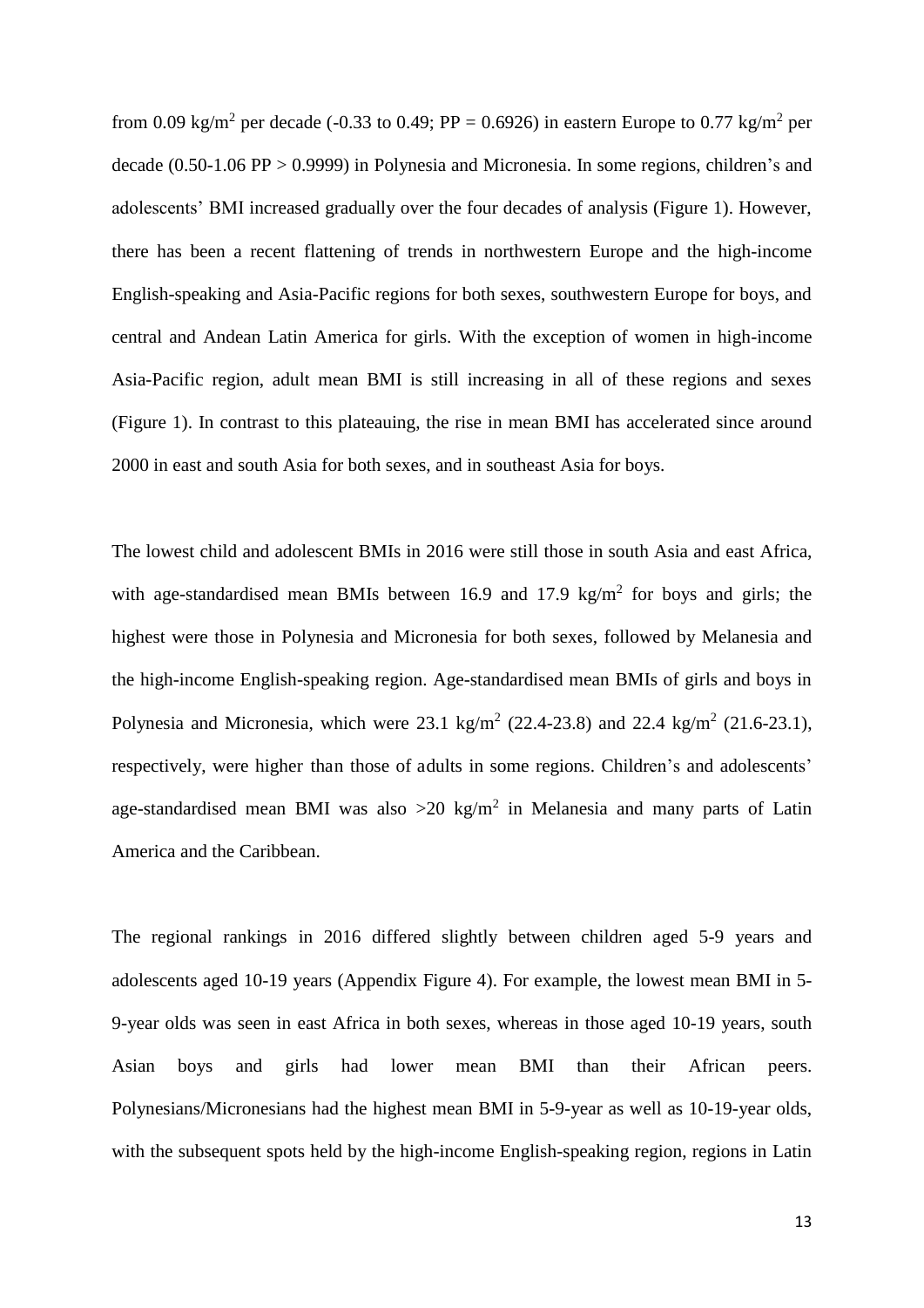from 0.09 kg/m$^2$ per decade (-0.33 to 0.49; PP = 0.6926) in eastern Europe to 0.77 kg/m$^2$ per decade (0.50-1.06 PP > 0.9999) in Polynesia and Micronesia. In some regions, children's and adolescents' BMI increased gradually over the four decades of analysis (Figure 1). However, there has been a recent flattening of trends in northwestern Europe and the high-income English-speaking and Asia-Pacific regions for both sexes, southwestern Europe for boys, and central and Andean Latin America for girls. With the exception of women in high-income Asia-Pacific region, adult mean BMI is still increasing in all of these regions and sexes (Figure 1). In contrast to this plateauing, the rise in mean BMI has accelerated since around 2000 in east and south Asia for both sexes, and in southeast Asia for boys.

The lowest child and adolescent BMIs in 2016 were still those in south Asia and east Africa, with age-standardised mean BMIs between 16.9 and 17.9 kg/m$^2$ for boys and girls; the highest were those in Polynesia and Micronesia for both sexes, followed by Melanesia and the high-income English-speaking region. Age-standardised mean BMIs of girls and boys in Polynesia and Micronesia, which were 23.1 kg/m$^2$ (22.4-23.8) and 22.4 kg/m$^2$ (21.6-23.1), respectively, were higher than those of adults in some regions. Children's and adolescents' age-standardised mean BMI was also >20 kg/m$^2$ in Melanesia and many parts of Latin America and the Caribbean.

The regional rankings in 2016 differed slightly between children aged 5-9 years and adolescents aged 10-19 years (Appendix Figure 4). For example, the lowest mean BMI in 5-9-year olds was seen in east Africa in both sexes, whereas in those aged 10-19 years, south Asian boys and girls had lower mean BMI than their African peers. Polynesians/Micronesians had the highest mean BMI in 5-9-year as well as 10-19-year olds, with the subsequent spots held by the high-income English-speaking region, regions in Latin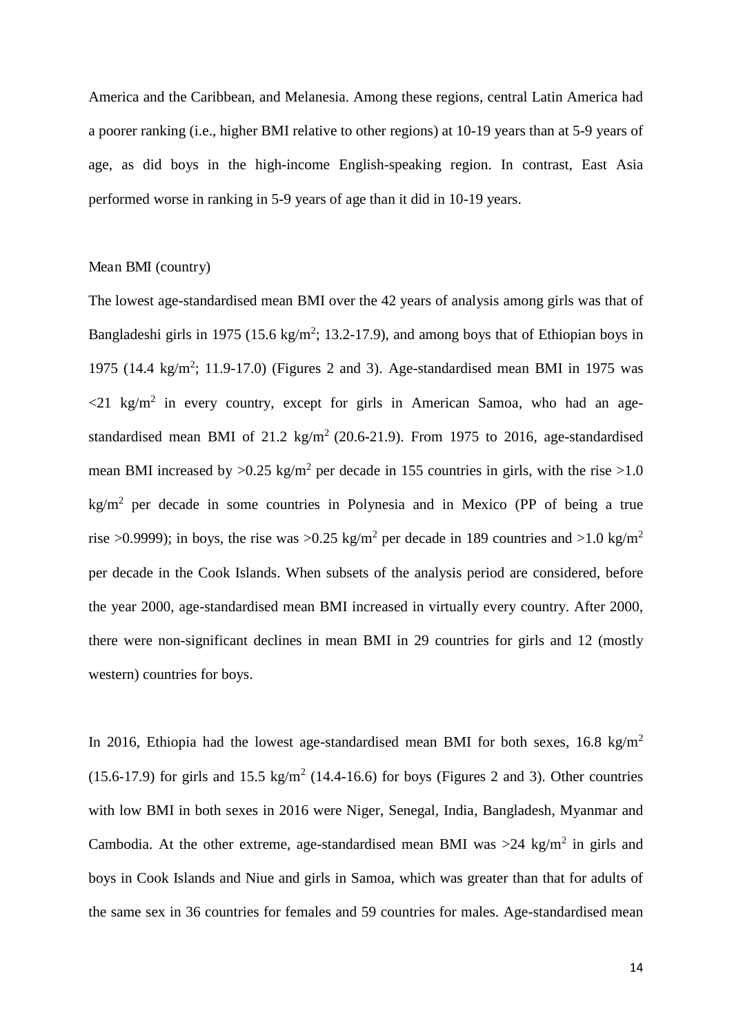America and the Caribbean, and Melanesia. Among these regions, central Latin America had a poorer ranking (i.e., higher BMI relative to other regions) at 10-19 years than at 5-9 years of age, as did boys in the high-income English-speaking region. In contrast, East Asia performed worse in ranking in 5-9 years of age than it did in 10-19 years.

### Mean BMI (country)

The lowest age-standardised mean BMI over the 42 years of analysis among girls was that of Bangladeshi girls in 1975 (15.6 kg/m$^2$; 13.2-17.9), and among boys that of Ethiopian boys in 1975 (14.4 kg/m$^2$; 11.9-17.0) (Figures 2 and 3). Age-standardised mean BMI in 1975 was <21 kg/m$^2$ in every country, except for girls in American Samoa, who had an age-standardised mean BMI of 21.2 kg/m$^2$ (20.6-21.9). From 1975 to 2016, age-standardised mean BMI increased by >0.25 kg/m$^2$ per decade in 155 countries in girls, with the rise >1.0 kg/m$^2$ per decade in some countries in Polynesia and in Mexico (PP of being a true rise >0.9999); in boys, the rise was >0.25 kg/m$^2$ per decade in 189 countries and >1.0 kg/m$^2$ per decade in the Cook Islands. When subsets of the analysis period are considered, before the year 2000, age-standardised mean BMI increased in virtually every country. After 2000, there were non-significant declines in mean BMI in 29 countries for girls and 12 (mostly western) countries for boys.

In 2016, Ethiopia had the lowest age-standardised mean BMI for both sexes, 16.8 kg/m$^2$ (15.6-17.9) for girls and 15.5 kg/m$^2$ (14.4-16.6) for boys (Figures 2 and 3). Other countries with low BMI in both sexes in 2016 were Niger, Senegal, India, Bangladesh, Myanmar and Cambodia. At the other extreme, age-standardised mean BMI was >24 kg/m$^2$ in girls and boys in Cook Islands and Niue and girls in Samoa, which was greater than that for adults of the same sex in 36 countries for females and 59 countries for males. Age-standardised mean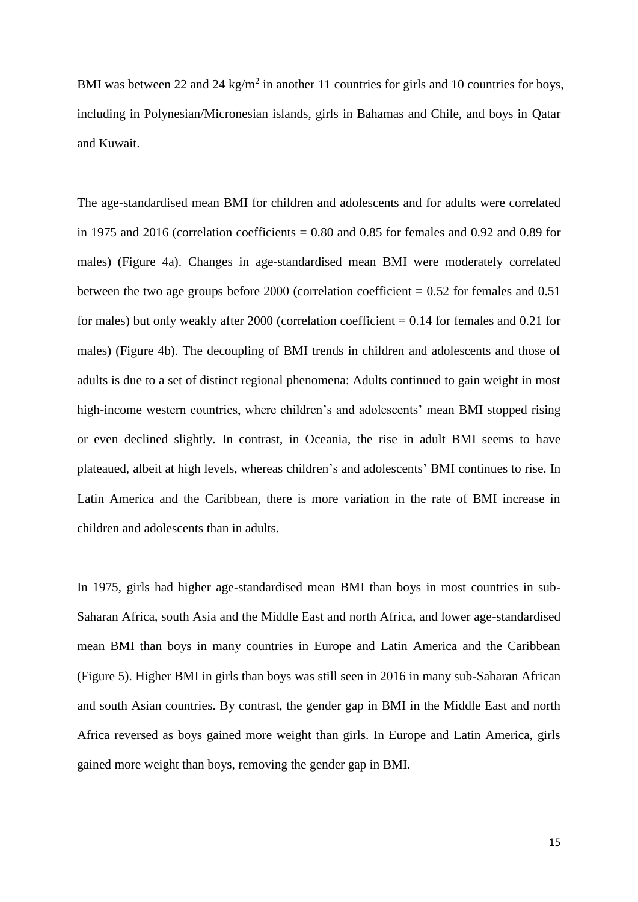BMI was between 22 and 24 kg/m$^2$ in another 11 countries for girls and 10 countries for boys, including in Polynesian/Micronesian islands, girls in Bahamas and Chile, and boys in Qatar and Kuwait.

The age-standardised mean BMI for children and adolescents and for adults were correlated in 1975 and 2016 (correlation coefficients = 0.80 and 0.85 for females and 0.92 and 0.89 for males) (Figure 4a). Changes in age-standardised mean BMI were moderately correlated between the two age groups before 2000 (correlation coefficient = 0.52 for females and 0.51 for males) but only weakly after 2000 (correlation coefficient = 0.14 for females and 0.21 for males) (Figure 4b). The decoupling of BMI trends in children and adolescents and those of adults is due to a set of distinct regional phenomena: Adults continued to gain weight in most high-income western countries, where children's and adolescents' mean BMI stopped rising or even declined slightly. In contrast, in Oceania, the rise in adult BMI seems to have plateaued, albeit at high levels, whereas children's and adolescents' BMI continues to rise. In Latin America and the Caribbean, there is more variation in the rate of BMI increase in children and adolescents than in adults.

In 1975, girls had higher age-standardised mean BMI than boys in most countries in sub-Saharan Africa, south Asia and the Middle East and north Africa, and lower age-standardised mean BMI than boys in many countries in Europe and Latin America and the Caribbean (Figure 5). Higher BMI in girls than boys was still seen in 2016 in many sub-Saharan African and south Asian countries. By contrast, the gender gap in BMI in the Middle East and north Africa reversed as boys gained more weight than girls. In Europe and Latin America, girls gained more weight than boys, removing the gender gap in BMI.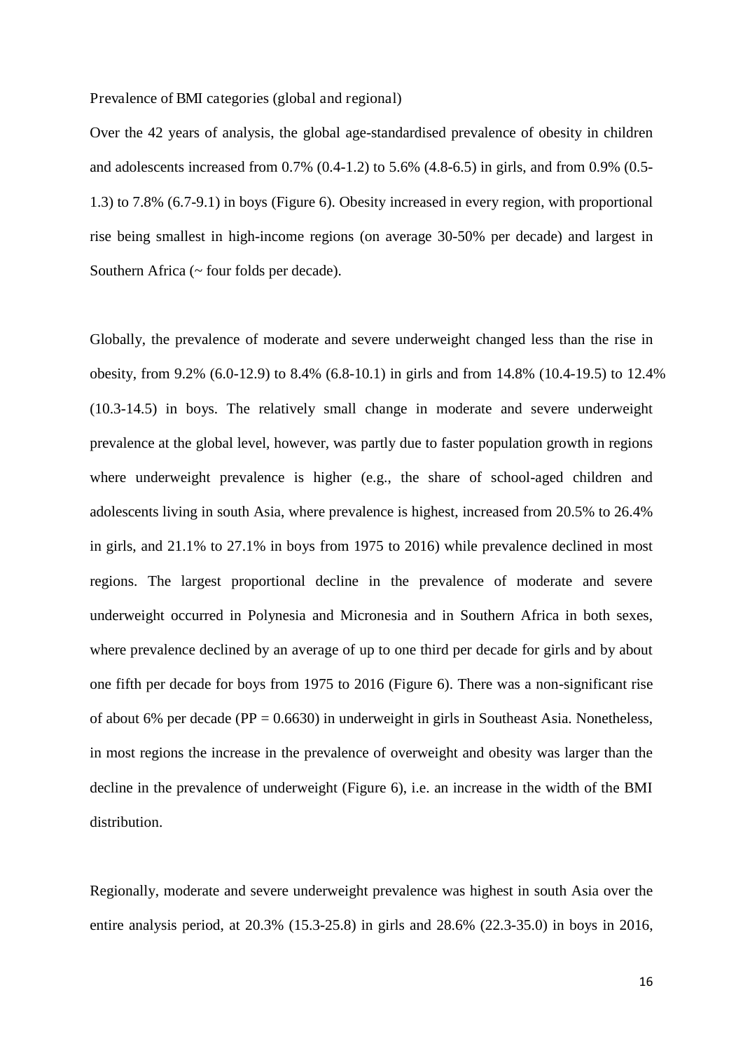Prevalence of BMI categories (global and regional)

Over the 42 years of analysis, the global age-standardised prevalence of obesity in children and adolescents increased from 0.7% (0.4-1.2) to 5.6% (4.8-6.5) in girls, and from 0.9% (0.5-1.3) to 7.8% (6.7-9.1) in boys (Figure 6). Obesity increased in every region, with proportional rise being smallest in high-income regions (on average 30-50% per decade) and largest in Southern Africa (~ four folds per decade).

Globally, the prevalence of moderate and severe underweight changed less than the rise in obesity, from 9.2% (6.0-12.9) to 8.4% (6.8-10.1) in girls and from 14.8% (10.4-19.5) to 12.4% (10.3-14.5) in boys. The relatively small change in moderate and severe underweight prevalence at the global level, however, was partly due to faster population growth in regions where underweight prevalence is higher (e.g., the share of school-aged children and adolescents living in south Asia, where prevalence is highest, increased from 20.5% to 26.4% in girls, and 21.1% to 27.1% in boys from 1975 to 2016) while prevalence declined in most regions. The largest proportional decline in the prevalence of moderate and severe underweight occurred in Polynesia and Micronesia and in Southern Africa in both sexes, where prevalence declined by an average of up to one third per decade for girls and by about one fifth per decade for boys from 1975 to 2016 (Figure 6). There was a non-significant rise of about 6% per decade (PP = 0.6630) in underweight in girls in Southeast Asia. Nonetheless, in most regions the increase in the prevalence of overweight and obesity was larger than the decline in the prevalence of underweight (Figure 6), i.e. an increase in the width of the BMI distribution.

Regionally, moderate and severe underweight prevalence was highest in south Asia over the entire analysis period, at 20.3% (15.3-25.8) in girls and 28.6% (22.3-35.0) in boys in 2016,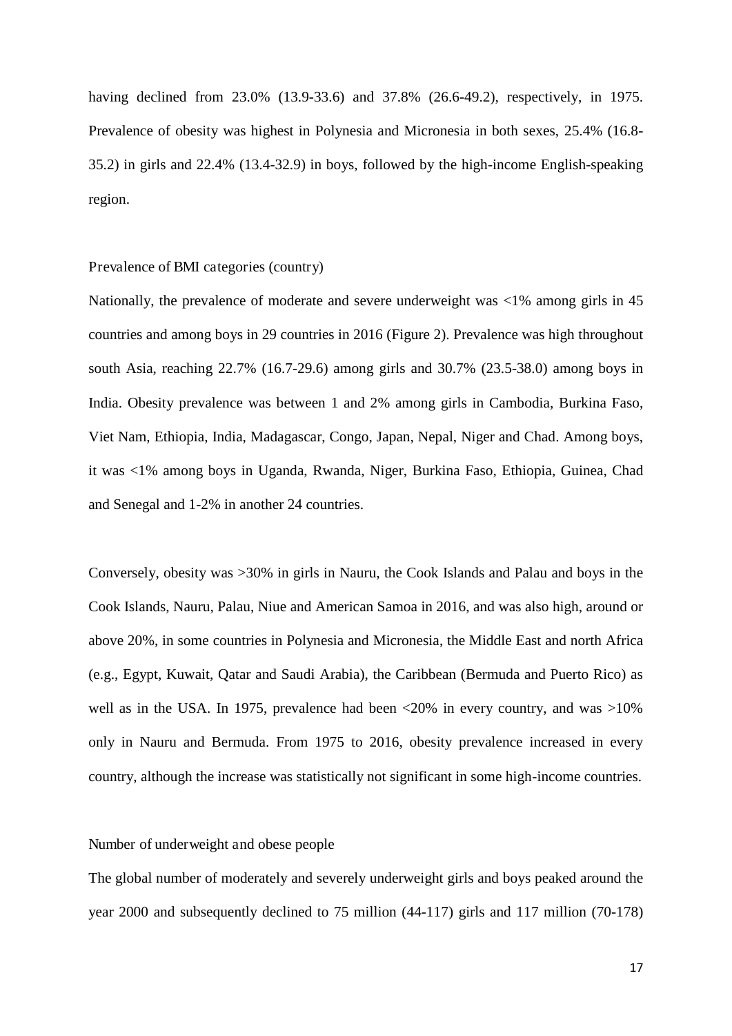having declined from 23.0% (13.9-33.6) and 37.8% (26.6-49.2), respectively, in 1975. Prevalence of obesity was highest in Polynesia and Micronesia in both sexes, 25.4% (16.8-35.2) in girls and 22.4% (13.4-32.9) in boys, followed by the high-income English-speaking region.

### Prevalence of BMI categories (country)

Nationally, the prevalence of moderate and severe underweight was <1% among girls in 45 countries and among boys in 29 countries in 2016 (Figure 2). Prevalence was high throughout south Asia, reaching 22.7% (16.7-29.6) among girls and 30.7% (23.5-38.0) among boys in India. Obesity prevalence was between 1 and 2% among girls in Cambodia, Burkina Faso, Viet Nam, Ethiopia, India, Madagascar, Congo, Japan, Nepal, Niger and Chad. Among boys, it was <1% among boys in Uganda, Rwanda, Niger, Burkina Faso, Ethiopia, Guinea, Chad and Senegal and 1-2% in another 24 countries.

Conversely, obesity was >30% in girls in Nauru, the Cook Islands and Palau and boys in the Cook Islands, Nauru, Palau, Niue and American Samoa in 2016, and was also high, around or above 20%, in some countries in Polynesia and Micronesia, the Middle East and north Africa (e.g., Egypt, Kuwait, Qatar and Saudi Arabia), the Caribbean (Bermuda and Puerto Rico) as well as in the USA. In 1975, prevalence had been <20% in every country, and was >10% only in Nauru and Bermuda. From 1975 to 2016, obesity prevalence increased in every country, although the increase was statistically not significant in some high-income countries.

### Number of underweight and obese people

The global number of moderately and severely underweight girls and boys peaked around the year 2000 and subsequently declined to 75 million (44-117) girls and 117 million (70-178)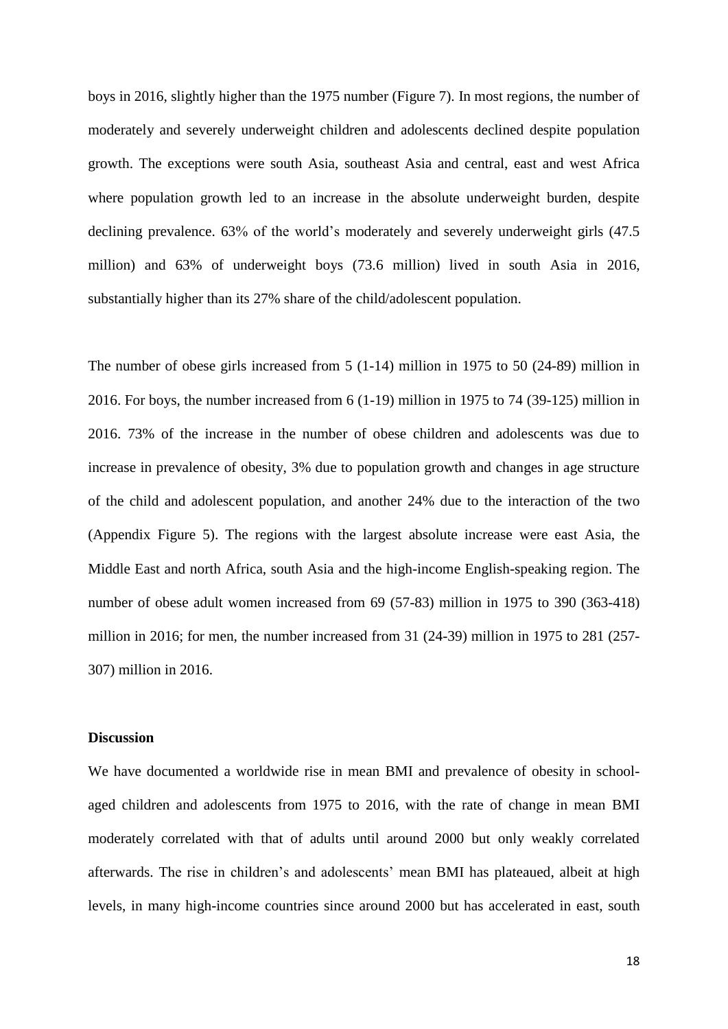boys in 2016, slightly higher than the 1975 number (Figure 7). In most regions, the number of moderately and severely underweight children and adolescents declined despite population growth. The exceptions were south Asia, southeast Asia and central, east and west Africa where population growth led to an increase in the absolute underweight burden, despite declining prevalence. 63% of the world's moderately and severely underweight girls (47.5 million) and 63% of underweight boys (73.6 million) lived in south Asia in 2016, substantially higher than its 27% share of the child/adolescent population.

The number of obese girls increased from 5 (1-14) million in 1975 to 50 (24-89) million in 2016. For boys, the number increased from 6 (1-19) million in 1975 to 74 (39-125) million in 2016. 73% of the increase in the number of obese children and adolescents was due to increase in prevalence of obesity, 3% due to population growth and changes in age structure of the child and adolescent population, and another 24% due to the interaction of the two (Appendix Figure 5). The regions with the largest absolute increase were east Asia, the Middle East and north Africa, south Asia and the high-income English-speaking region. The number of obese adult women increased from 69 (57-83) million in 1975 to 390 (363-418) million in 2016; for men, the number increased from 31 (24-39) million in 1975 to 281 (257-307) million in 2016.

## Discussion

We have documented a worldwide rise in mean BMI and prevalence of obesity in school-aged children and adolescents from 1975 to 2016, with the rate of change in mean BMI moderately correlated with that of adults until around 2000 but only weakly correlated afterwards. The rise in children's and adolescents' mean BMI has plateaued, albeit at high levels, in many high-income countries since around 2000 but has accelerated in east, south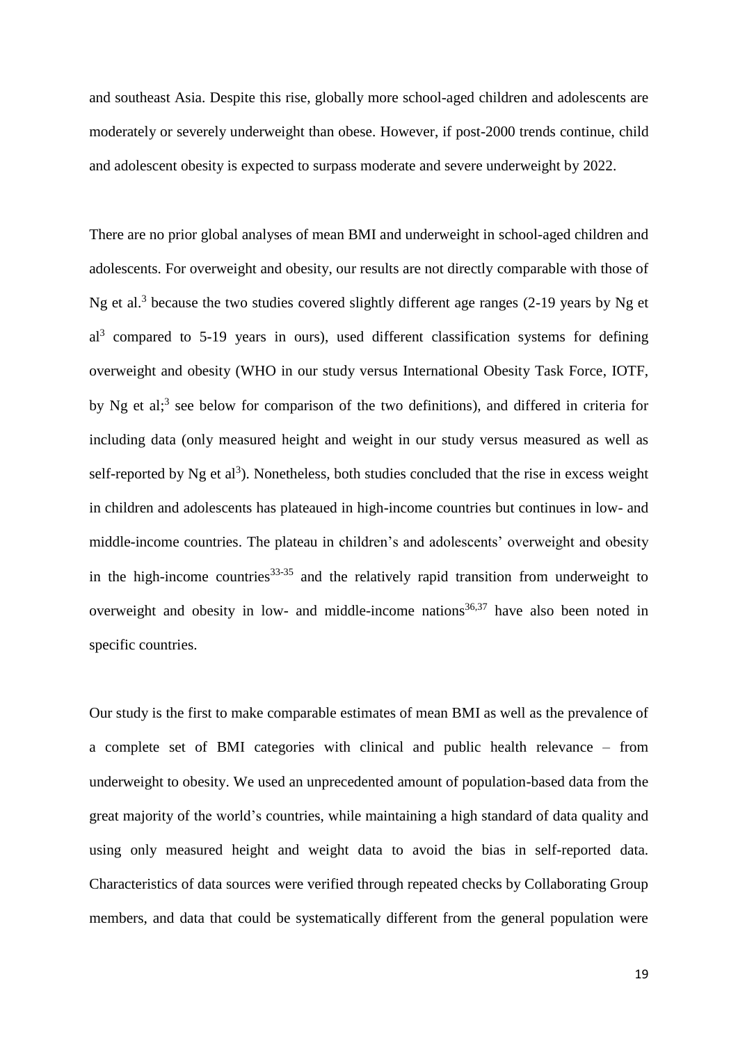and southeast Asia. Despite this rise, globally more school-aged children and adolescents are moderately or severely underweight than obese. However, if post-2000 trends continue, child and adolescent obesity is expected to surpass moderate and severe underweight by 2022.

There are no prior global analyses of mean BMI and underweight in school-aged children and adolescents. For overweight and obesity, our results are not directly comparable with those of Ng et al.[3] because the two studies covered slightly different age ranges (2-19 years by Ng et al[3] compared to 5-19 years in ours), used different classification systems for defining overweight and obesity (WHO in our study versus International Obesity Task Force, IOTF, by Ng et al;[3] see below for comparison of the two definitions), and differed in criteria for including data (only measured height and weight in our study versus measured as well as self-reported by Ng et al[3]). Nonetheless, both studies concluded that the rise in excess weight in children and adolescents has plateaued in high-income countries but continues in low- and middle-income countries. The plateau in children's and adolescents' overweight and obesity in the high-income countries[33-35] and the relatively rapid transition from underweight to overweight and obesity in low- and middle-income nations[36,37] have also been noted in specific countries.

Our study is the first to make comparable estimates of mean BMI as well as the prevalence of a complete set of BMI categories with clinical and public health relevance – from underweight to obesity. We used an unprecedented amount of population-based data from the great majority of the world's countries, while maintaining a high standard of data quality and using only measured height and weight data to avoid the bias in self-reported data. Characteristics of data sources were verified through repeated checks by Collaborating Group members, and data that could be systematically different from the general population were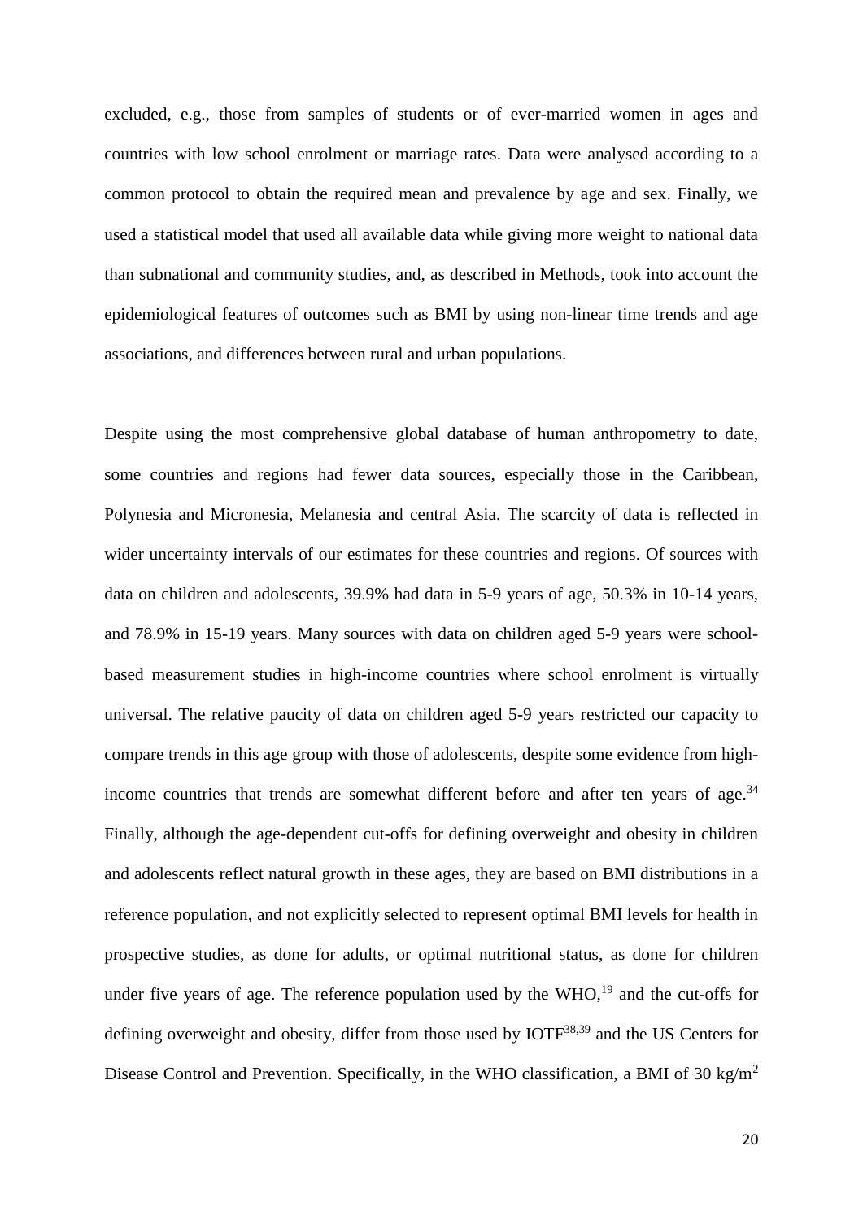excluded, e.g., those from samples of students or of ever-married women in ages and countries with low school enrolment or marriage rates. Data were analysed according to a common protocol to obtain the required mean and prevalence by age and sex. Finally, we used a statistical model that used all available data while giving more weight to national data than subnational and community studies, and, as described in Methods, took into account the epidemiological features of outcomes such as BMI by using non-linear time trends and age associations, and differences between rural and urban populations.

Despite using the most comprehensive global database of human anthropometry to date, some countries and regions had fewer data sources, especially those in the Caribbean, Polynesia and Micronesia, Melanesia and central Asia. The scarcity of data is reflected in wider uncertainty intervals of our estimates for these countries and regions. Of sources with data on children and adolescents, 39.9% had data in 5-9 years of age, 50.3% in 10-14 years, and 78.9% in 15-19 years. Many sources with data on children aged 5-9 years were school-based measurement studies in high-income countries where school enrolment is virtually universal. The relative paucity of data on children aged 5-9 years restricted our capacity to compare trends in this age group with those of adolescents, despite some evidence from high-income countries that trends are somewhat different before and after ten years of age.[34] Finally, although the age-dependent cut-offs for defining overweight and obesity in children and adolescents reflect natural growth in these ages, they are based on BMI distributions in a reference population, and not explicitly selected to represent optimal BMI levels for health in prospective studies, as done for adults, or optimal nutritional status, as done for children under five years of age. The reference population used by the WHO,[19] and the cut-offs for defining overweight and obesity, differ from those used by IOTF[38,39] and the US Centers for Disease Control and Prevention. Specifically, in the WHO classification, a BMI of 30 kg/m$^2$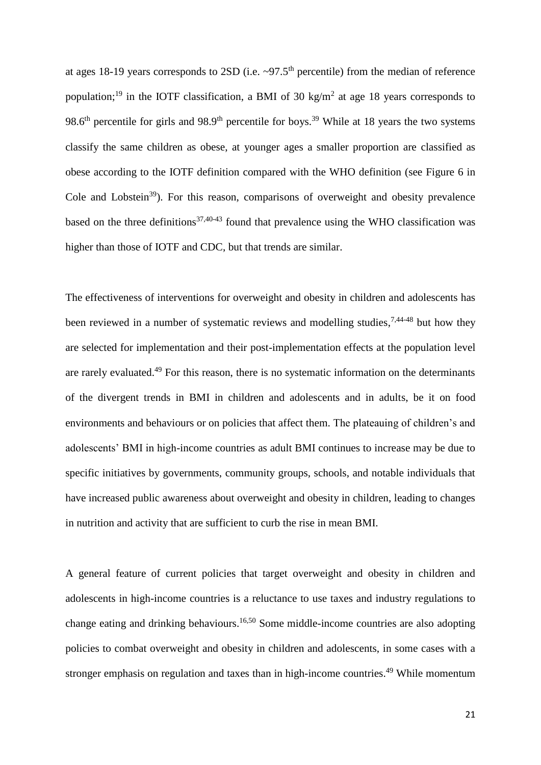at ages 18-19 years corresponds to 2SD (i.e. ~97.5$^{th}$ percentile) from the median of reference population;[19] in the IOTF classification, a BMI of 30 kg/m$^2$ at age 18 years corresponds to 98.6$^{th}$ percentile for girls and 98.9$^{th}$ percentile for boys.[39] While at 18 years the two systems classify the same children as obese, at younger ages a smaller proportion are classified as obese according to the IOTF definition compared with the WHO definition (see Figure 6 in Cole and Lobstein[39]). For this reason, comparisons of overweight and obesity prevalence based on the three definitions[37,40-43] found that prevalence using the WHO classification was higher than those of IOTF and CDC, but that trends are similar.

The effectiveness of interventions for overweight and obesity in children and adolescents has been reviewed in a number of systematic reviews and modelling studies,[7,44-48] but how they are selected for implementation and their post-implementation effects at the population level are rarely evaluated.[49] For this reason, there is no systematic information on the determinants of the divergent trends in BMI in children and adolescents and in adults, be it on food environments and behaviours or on policies that affect them. The plateauing of children's and adolescents' BMI in high-income countries as adult BMI continues to increase may be due to specific initiatives by governments, community groups, schools, and notable individuals that have increased public awareness about overweight and obesity in children, leading to changes in nutrition and activity that are sufficient to curb the rise in mean BMI.

A general feature of current policies that target overweight and obesity in children and adolescents in high-income countries is a reluctance to use taxes and industry regulations to change eating and drinking behaviours.[16,50] Some middle-income countries are also adopting policies to combat overweight and obesity in children and adolescents, in some cases with a stronger emphasis on regulation and taxes than in high-income countries.[49] While momentum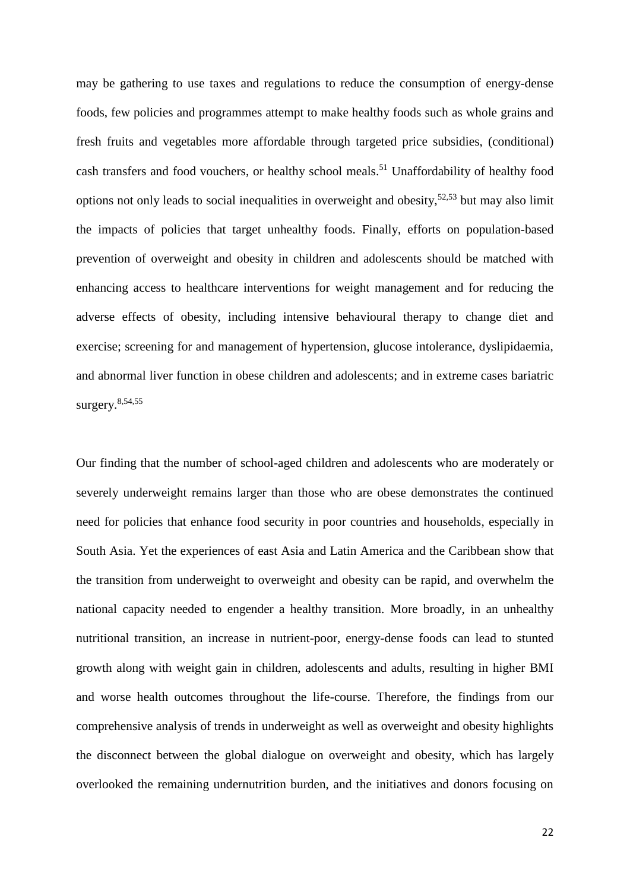may be gathering to use taxes and regulations to reduce the consumption of energy-dense foods, few policies and programmes attempt to make healthy foods such as whole grains and fresh fruits and vegetables more affordable through targeted price subsidies, (conditional) cash transfers and food vouchers, or healthy school meals.[51] Unaffordability of healthy food options not only leads to social inequalities in overweight and obesity,[52,53] but may also limit the impacts of policies that target unhealthy foods. Finally, efforts on population-based prevention of overweight and obesity in children and adolescents should be matched with enhancing access to healthcare interventions for weight management and for reducing the adverse effects of obesity, including intensive behavioural therapy to change diet and exercise; screening for and management of hypertension, glucose intolerance, dyslipidaemia, and abnormal liver function in obese children and adolescents; and in extreme cases bariatric surgery.[8,54,55]

Our finding that the number of school-aged children and adolescents who are moderately or severely underweight remains larger than those who are obese demonstrates the continued need for policies that enhance food security in poor countries and households, especially in South Asia. Yet the experiences of east Asia and Latin America and the Caribbean show that the transition from underweight to overweight and obesity can be rapid, and overwhelm the national capacity needed to engender a healthy transition. More broadly, in an unhealthy nutritional transition, an increase in nutrient-poor, energy-dense foods can lead to stunted growth along with weight gain in children, adolescents and adults, resulting in higher BMI and worse health outcomes throughout the life-course. Therefore, the findings from our comprehensive analysis of trends in underweight as well as overweight and obesity highlights the disconnect between the global dialogue on overweight and obesity, which has largely overlooked the remaining undernutrition burden, and the initiatives and donors focusing on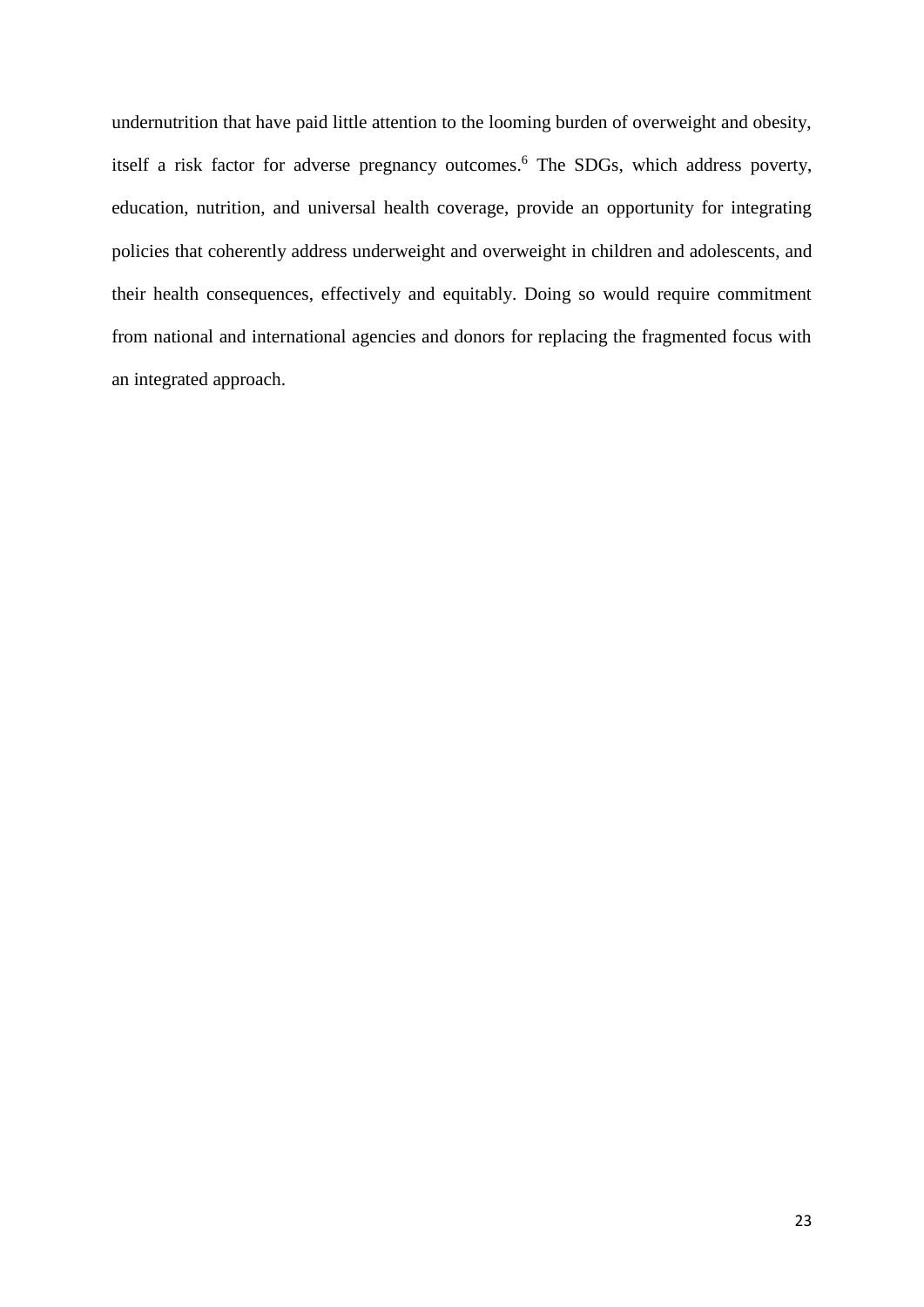undernutrition that have paid little attention to the looming burden of overweight and obesity, itself a risk factor for adverse pregnancy outcomes.[6] The SDGs, which address poverty, education, nutrition, and universal health coverage, provide an opportunity for integrating policies that coherently address underweight and overweight in children and adolescents, and their health consequences, effectively and equitably. Doing so would require commitment from national and international agencies and donors for replacing the fragmented focus with an integrated approach.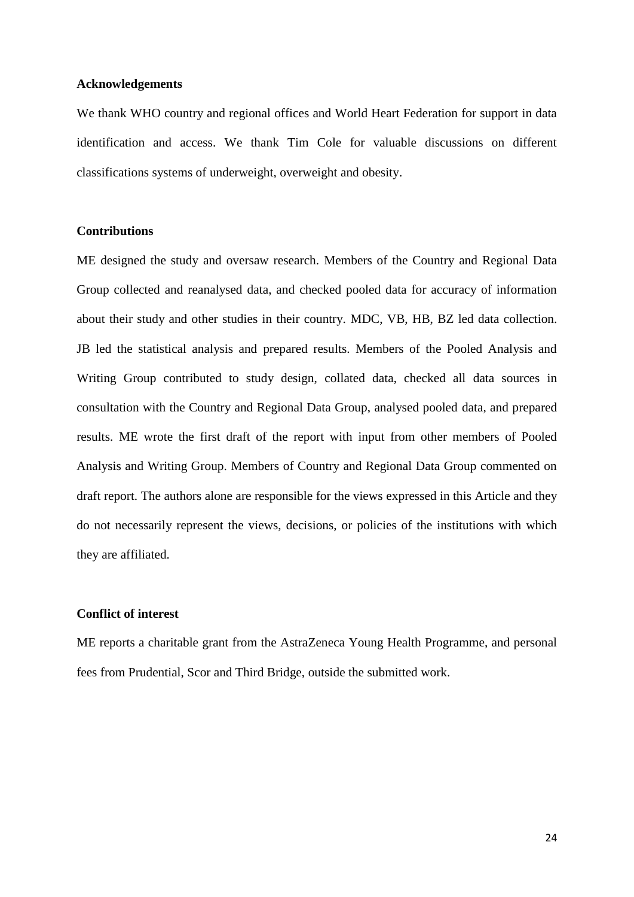### Acknowledgements

We thank WHO country and regional offices and World Heart Federation for support in data identification and access. We thank Tim Cole for valuable discussions on different classifications systems of underweight, overweight and obesity.

### Contributions

ME designed the study and oversaw research. Members of the Country and Regional Data Group collected and reanalysed data, and checked pooled data for accuracy of information about their study and other studies in their country. MDC, VB, HB, BZ led data collection. JB led the statistical analysis and prepared results. Members of the Pooled Analysis and Writing Group contributed to study design, collated data, checked all data sources in consultation with the Country and Regional Data Group, analysed pooled data, and prepared results. ME wrote the first draft of the report with input from other members of Pooled Analysis and Writing Group. Members of Country and Regional Data Group commented on draft report. The authors alone are responsible for the views expressed in this Article and they do not necessarily represent the views, decisions, or policies of the institutions with which they are affiliated.

### Conflict of interest

ME reports a charitable grant from the AstraZeneca Young Health Programme, and personal fees from Prudential, Scor and Third Bridge, outside the submitted work.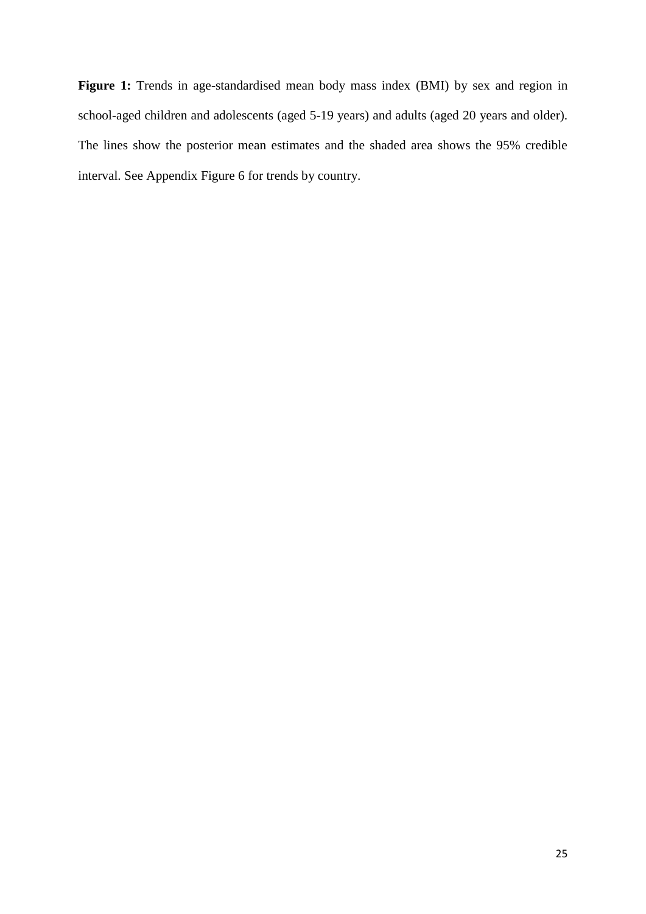**Figure 1:** Trends in age-standardised mean body mass index (BMI) by sex and region in school-aged children and adolescents (aged 5-19 years) and adults (aged 20 years and older). The lines show the posterior mean estimates and the shaded area shows the 95% credible interval. See Appendix Figure 6 for trends by country.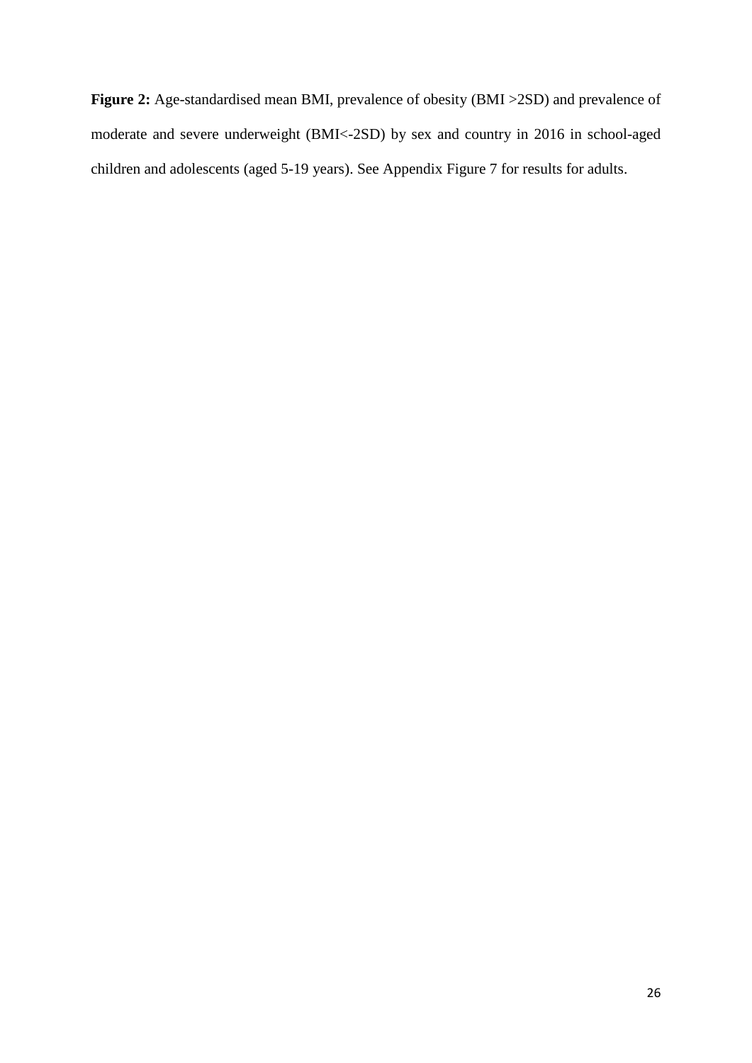**Figure 2:** Age-standardised mean BMI, prevalence of obesity (BMI >2SD) and prevalence of moderate and severe underweight (BMI<-2SD) by sex and country in 2016 in school-aged children and adolescents (aged 5-19 years). See Appendix Figure 7 for results for adults.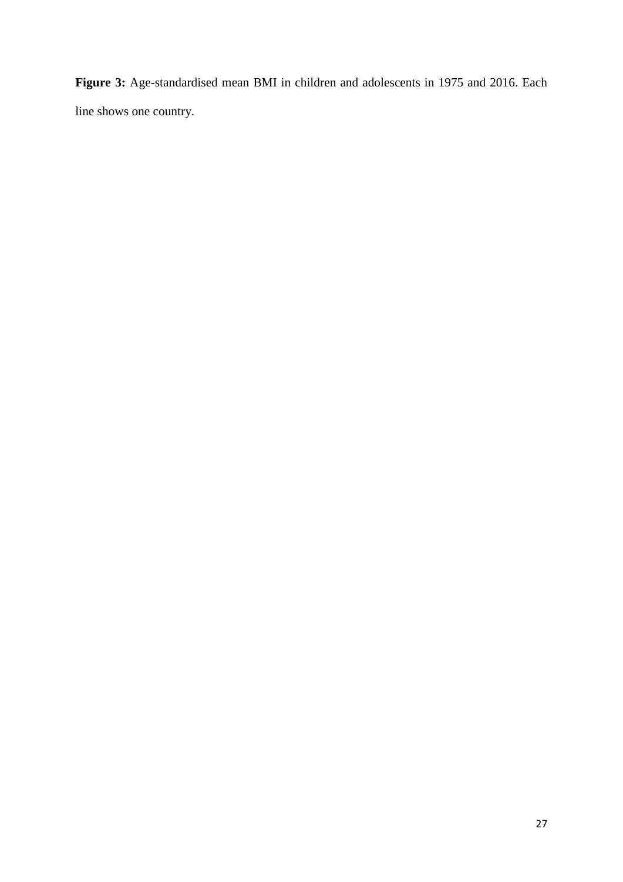**Figure 3:** Age-standardised mean BMI in children and adolescents in 1975 and 2016. Each line shows one country.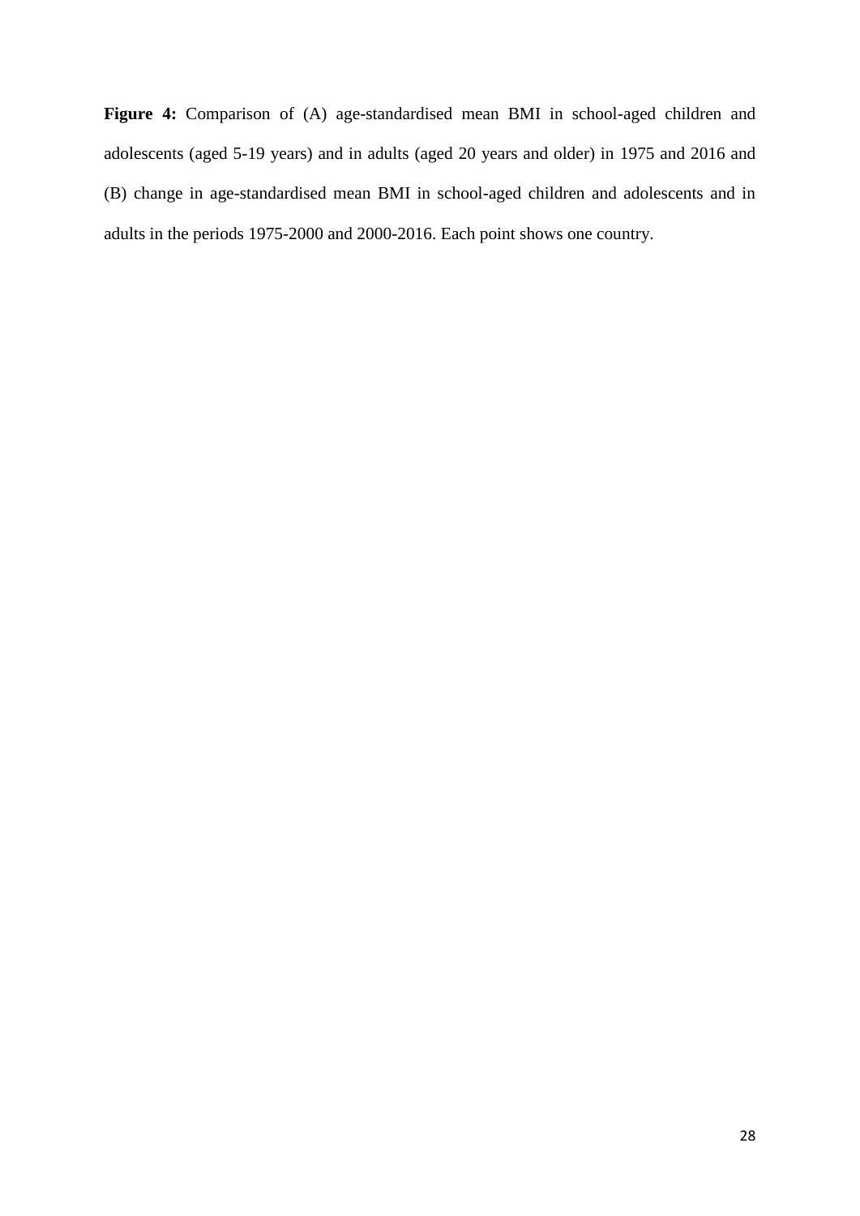**Figure 4:** Comparison of (A) age-standardised mean BMI in school-aged children and adolescents (aged 5-19 years) and in adults (aged 20 years and older) in 1975 and 2016 and (B) change in age-standardised mean BMI in school-aged children and adolescents and in adults in the periods 1975-2000 and 2000-2016. Each point shows one country.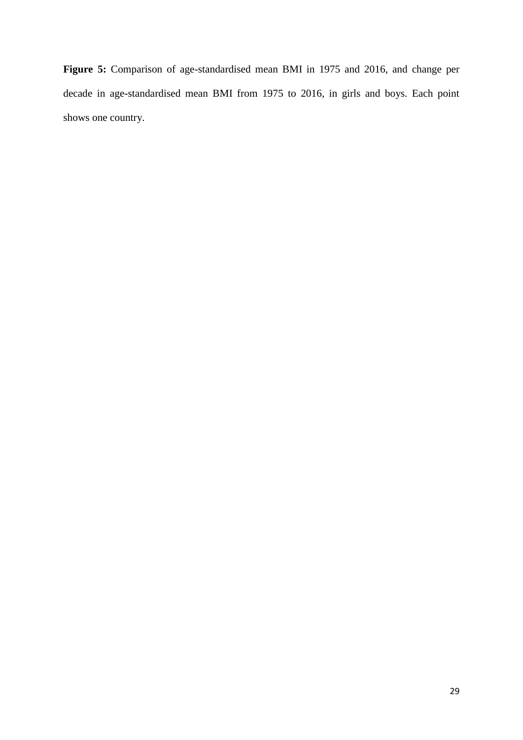**Figure 5:** Comparison of age-standardised mean BMI in 1975 and 2016, and change per decade in age-standardised mean BMI from 1975 to 2016, in girls and boys. Each point shows one country.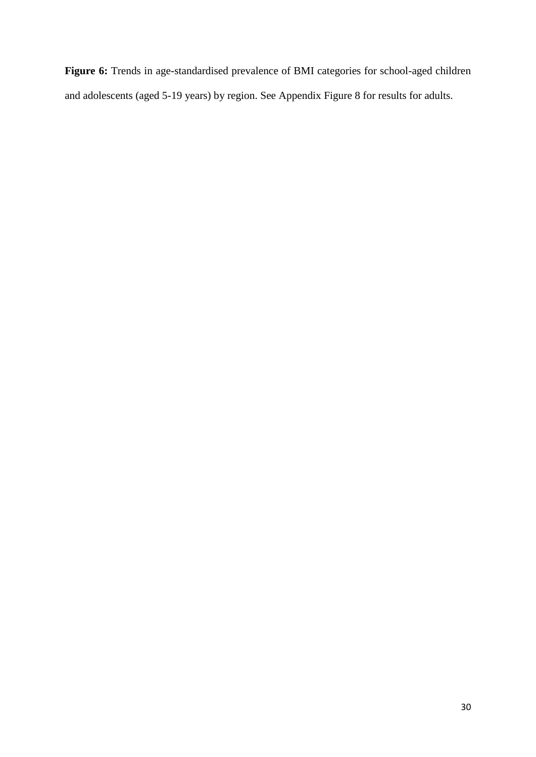**Figure 6:** Trends in age-standardised prevalence of BMI categories for school-aged children and adolescents (aged 5-19 years) by region. See Appendix Figure 8 for results for adults.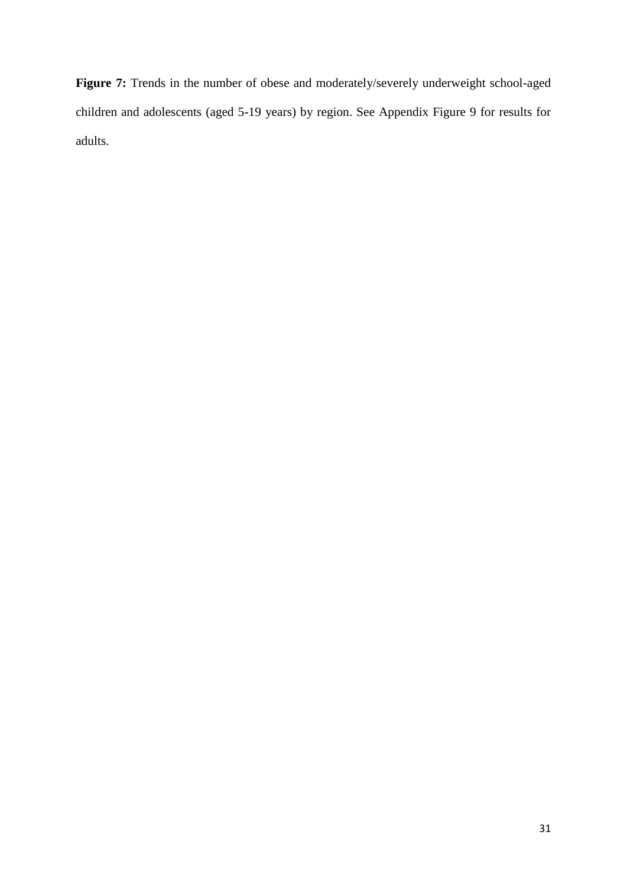**Figure 7:** Trends in the number of obese and moderately/severely underweight school-aged children and adolescents (aged 5-19 years) by region. See Appendix Figure 9 for results for adults.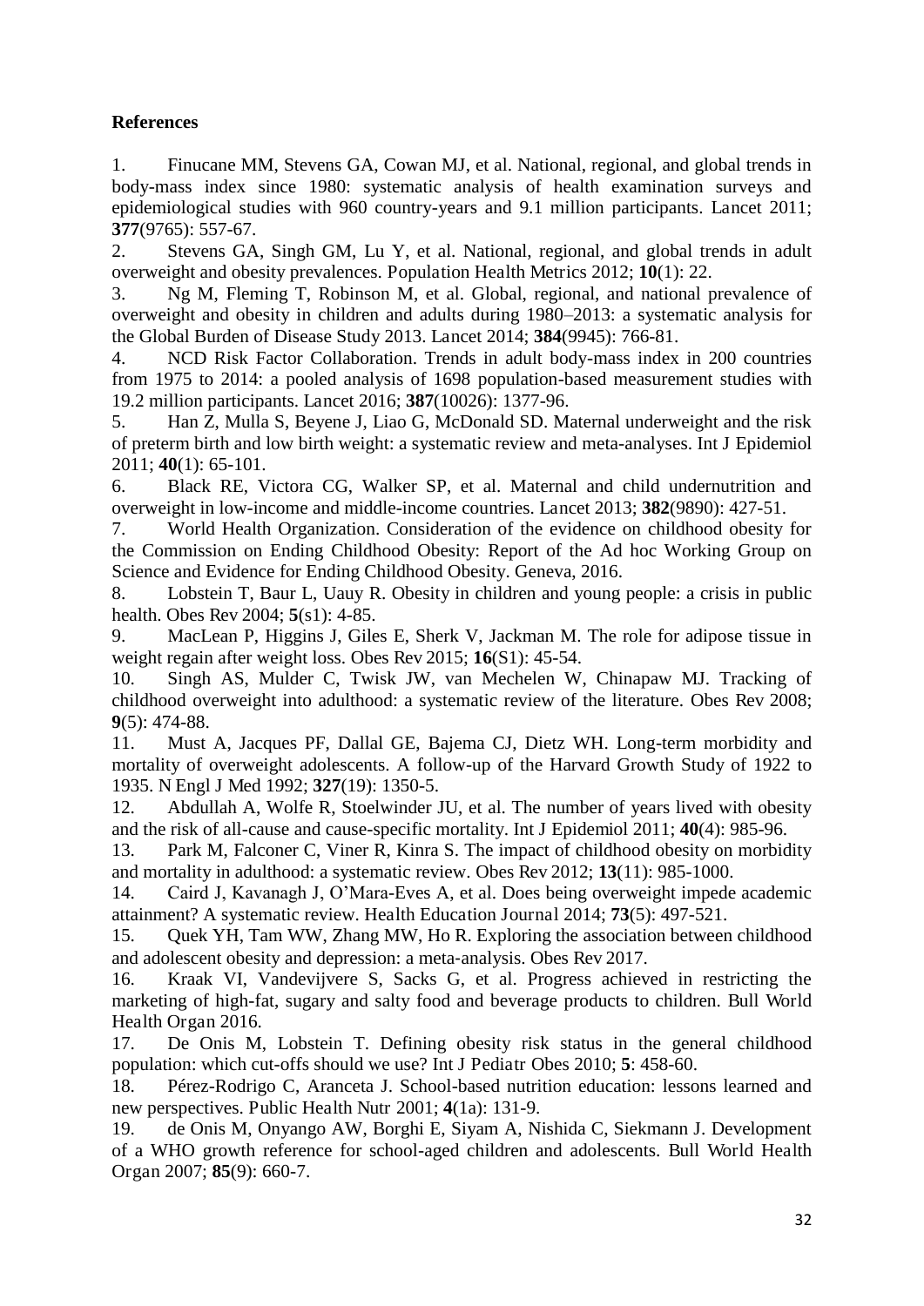**References**

1. Finucane MM, Stevens GA, Cowan MJ, et al. National, regional, and global trends in body-mass index since 1980: systematic analysis of health examination surveys and epidemiological studies with 960 country-years and 9.1 million participants. Lancet 2011; **377**(9765): 557-67.
2. Stevens GA, Singh GM, Lu Y, et al. National, regional, and global trends in adult overweight and obesity prevalences. Population Health Metrics 2012; **10**(1): 22.
3. Ng M, Fleming T, Robinson M, et al. Global, regional, and national prevalence of overweight and obesity in children and adults during 1980–2013: a systematic analysis for the Global Burden of Disease Study 2013. Lancet 2014; **384**(9945): 766-81.
4. NCD Risk Factor Collaboration. Trends in adult body-mass index in 200 countries from 1975 to 2014: a pooled analysis of 1698 population-based measurement studies with 19.2 million participants. Lancet 2016; **387**(10026): 1377-96.
5. Han Z, Mulla S, Beyene J, Liao G, McDonald SD. Maternal underweight and the risk of preterm birth and low birth weight: a systematic review and meta-analyses. Int J Epidemiol 2011; **40**(1): 65-101.
6. Black RE, Victora CG, Walker SP, et al. Maternal and child undernutrition and overweight in low-income and middle-income countries. Lancet 2013; **382**(9890): 427-51.
7. World Health Organization. Consideration of the evidence on childhood obesity for the Commission on Ending Childhood Obesity: Report of the Ad hoc Working Group on Science and Evidence for Ending Childhood Obesity. Geneva, 2016.
8. Lobstein T, Baur L, Uauy R. Obesity in children and young people: a crisis in public health. Obes Rev 2004; **5**(s1): 4-85.
9. MacLean P, Higgins J, Giles E, Sherk V, Jackman M. The role for adipose tissue in weight regain after weight loss. Obes Rev 2015; **16**(S1): 45-54.
10. Singh AS, Mulder C, Twisk JW, van Mechelen W, Chinapaw MJ. Tracking of childhood overweight into adulthood: a systematic review of the literature. Obes Rev 2008; **9**(5): 474-88.
11. Must A, Jacques PF, Dallal GE, Bajema CJ, Dietz WH. Long-term morbidity and mortality of overweight adolescents. A follow-up of the Harvard Growth Study of 1922 to 1935. N Engl J Med 1992; **327**(19): 1350-5.
12. Abdullah A, Wolfe R, Stoelwinder JU, et al. The number of years lived with obesity and the risk of all-cause and cause-specific mortality. Int J Epidemiol 2011; **40**(4): 985-96.
13. Park M, Falconer C, Viner R, Kinra S. The impact of childhood obesity on morbidity and mortality in adulthood: a systematic review. Obes Rev 2012; **13**(11): 985-1000.
14. Caird J, Kavanagh J, O'Mara-Eves A, et al. Does being overweight impede academic attainment? A systematic review. Health Education Journal 2014; **73**(5): 497-521.
15. Quek YH, Tam WW, Zhang MW, Ho R. Exploring the association between childhood and adolescent obesity and depression: a meta-analysis. Obes Rev 2017.
16. Kraak VI, Vandevijvere S, Sacks G, et al. Progress achieved in restricting the marketing of high-fat, sugary and salty food and beverage products to children. Bull World Health Organ 2016.
17. De Onis M, Lobstein T. Defining obesity risk status in the general childhood population: which cut-offs should we use? Int J Pediatr Obes 2010; **5**: 458-60.
18. Pérez-Rodrigo C, Aranceta J. School-based nutrition education: lessons learned and new perspectives. Public Health Nutr 2001; **4**(1a): 131-9.
19. de Onis M, Onyango AW, Borghi E, Siyam A, Nishida C, Siekmann J. Development of a WHO growth reference for school-aged children and adolescents. Bull World Health Organ 2007; **85**(9): 660-7.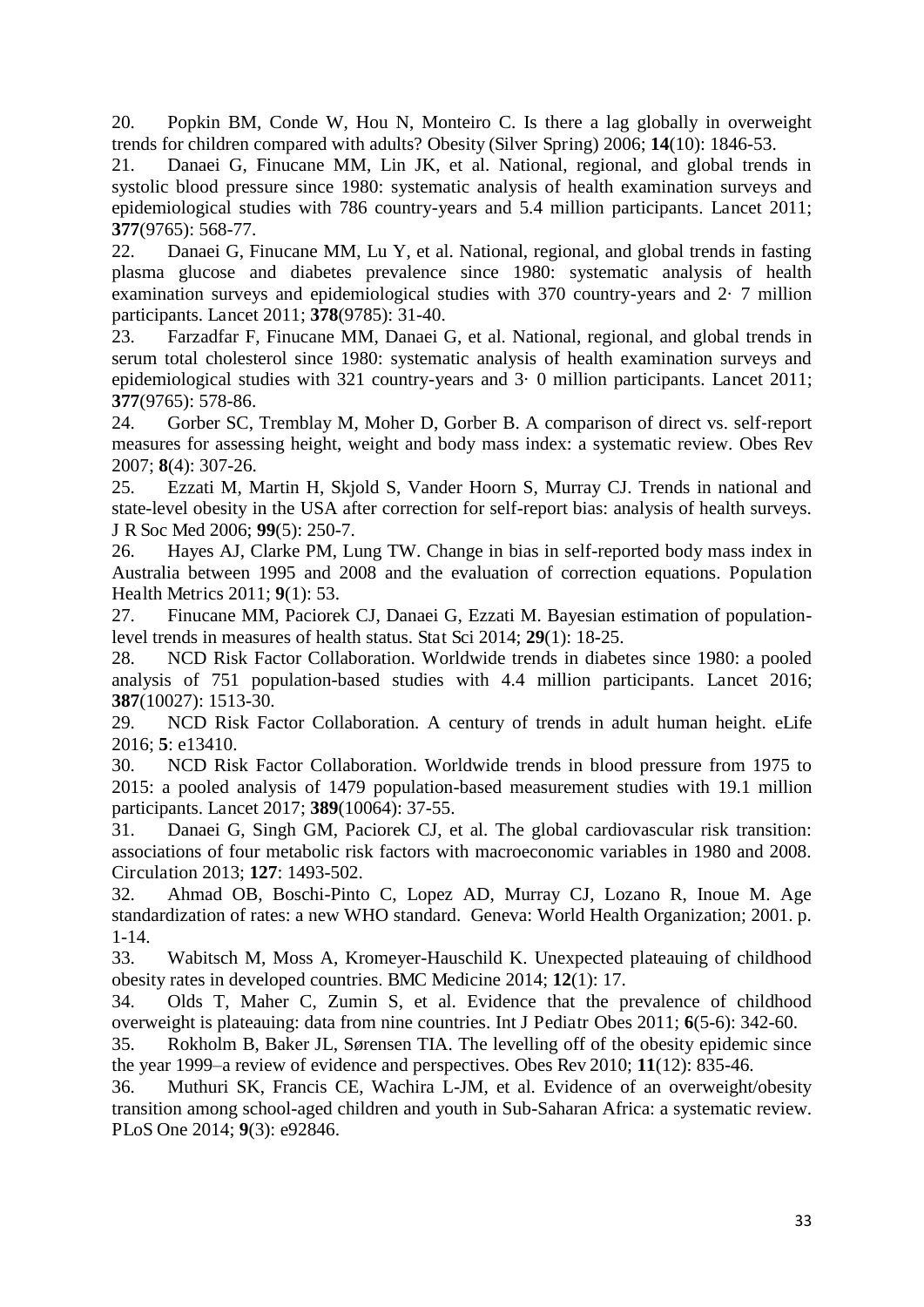20. Popkin BM, Conde W, Hou N, Monteiro C. Is there a lag globally in overweight trends for children compared with adults? Obesity (Silver Spring) 2006; **14**(10): 1846-53.

21. Danaei G, Finucane MM, Lin JK, et al. National, regional, and global trends in systolic blood pressure since 1980: systematic analysis of health examination surveys and epidemiological studies with 786 country-years and 5.4 million participants. Lancet 2011; **377**(9765): 568-77.

22. Danaei G, Finucane MM, Lu Y, et al. National, regional, and global trends in fasting plasma glucose and diabetes prevalence since 1980: systematic analysis of health examination surveys and epidemiological studies with 370 country-years and 2· 7 million participants. Lancet 2011; **378**(9785): 31-40.

23. Farzadfar F, Finucane MM, Danaei G, et al. National, regional, and global trends in serum total cholesterol since 1980: systematic analysis of health examination surveys and epidemiological studies with 321 country-years and 3· 0 million participants. Lancet 2011; **377**(9765): 578-86.

24. Gorber SC, Tremblay M, Moher D, Gorber B. A comparison of direct vs. self-report measures for assessing height, weight and body mass index: a systematic review. Obes Rev 2007; **8**(4): 307-26.

25. Ezzati M, Martin H, Skjold S, Vander Hoorn S, Murray CJ. Trends in national and state-level obesity in the USA after correction for self-report bias: analysis of health surveys. J R Soc Med 2006; **99**(5): 250-7.

26. Hayes AJ, Clarke PM, Lung TW. Change in bias in self-reported body mass index in Australia between 1995 and 2008 and the evaluation of correction equations. Population Health Metrics 2011; **9**(1): 53.

27. Finucane MM, Paciorek CJ, Danaei G, Ezzati M. Bayesian estimation of population-level trends in measures of health status. Stat Sci 2014; **29**(1): 18-25.

28. NCD Risk Factor Collaboration. Worldwide trends in diabetes since 1980: a pooled analysis of 751 population-based studies with 4.4 million participants. Lancet 2016; **387**(10027): 1513-30.

29. NCD Risk Factor Collaboration. A century of trends in adult human height. eLife 2016; **5**: e13410.

30. NCD Risk Factor Collaboration. Worldwide trends in blood pressure from 1975 to 2015: a pooled analysis of 1479 population-based measurement studies with 19.1 million participants. Lancet 2017; **389**(10064): 37-55.

31. Danaei G, Singh GM, Paciorek CJ, et al. The global cardiovascular risk transition: associations of four metabolic risk factors with macroeconomic variables in 1980 and 2008. Circulation 2013; **127**: 1493-502.

32. Ahmad OB, Boschi-Pinto C, Lopez AD, Murray CJ, Lozano R, Inoue M. Age standardization of rates: a new WHO standard. Geneva: World Health Organization; 2001. p. 1-14.

33. Wabitsch M, Moss A, Kromeyer-Hauschild K. Unexpected plateauing of childhood obesity rates in developed countries. BMC Medicine 2014; **12**(1): 17.

34. Olds T, Maher C, Zumin S, et al. Evidence that the prevalence of childhood overweight is plateauing: data from nine countries. Int J Pediatr Obes 2011; **6**(5-6): 342-60.

35. Rokholm B, Baker JL, Sørensen TIA. The levelling off of the obesity epidemic since the year 1999–a review of evidence and perspectives. Obes Rev 2010; **11**(12): 835-46.

36. Muthuri SK, Francis CE, Wachira L-JM, et al. Evidence of an overweight/obesity transition among school-aged children and youth in Sub-Saharan Africa: a systematic review. PLoS One 2014; **9**(3): e92846.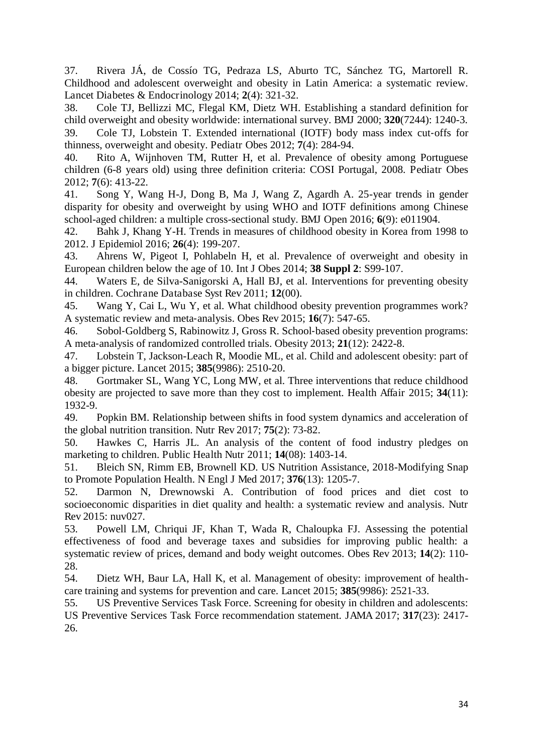37. Rivera JÁ, de Cossío TG, Pedraza LS, Aburto TC, Sánchez TG, Martorell R. Childhood and adolescent overweight and obesity in Latin America: a systematic review. Lancet Diabetes & Endocrinology 2014; **2**(4): 321-32.

38. Cole TJ, Bellizzi MC, Flegal KM, Dietz WH. Establishing a standard definition for child overweight and obesity worldwide: international survey. BMJ 2000; **320**(7244): 1240-3.

39. Cole TJ, Lobstein T. Extended international (IOTF) body mass index cut-offs for thinness, overweight and obesity. Pediatr Obes 2012; **7**(4): 284-94.

40. Rito A, Wijnhoven TM, Rutter H, et al. Prevalence of obesity among Portuguese children (6-8 years old) using three definition criteria: COSI Portugal, 2008. Pediatr Obes 2012; **7**(6): 413-22.

41. Song Y, Wang H-J, Dong B, Ma J, Wang Z, Agardh A. 25-year trends in gender disparity for obesity and overweight by using WHO and IOTF definitions among Chinese school-aged children: a multiple cross-sectional study. BMJ Open 2016; **6**(9): e011904.

42. Bahk J, Khang Y-H. Trends in measures of childhood obesity in Korea from 1998 to 2012. J Epidemiol 2016; **26**(4): 199-207.

43. Ahrens W, Pigeot I, Pohlabeln H, et al. Prevalence of overweight and obesity in European children below the age of 10. Int J Obes 2014; **38 Suppl 2**: S99-107.

44. Waters E, de Silva-Sanigorski A, Hall BJ, et al. Interventions for preventing obesity in children. Cochrane Database Syst Rev 2011; **12**(00).

45. Wang Y, Cai L, Wu Y, et al. What childhood obesity prevention programmes work? A systematic review and meta-analysis. Obes Rev 2015; **16**(7): 547-65.

46. Sobol-Goldberg S, Rabinowitz J, Gross R. School-based obesity prevention programs: A meta-analysis of randomized controlled trials. Obesity 2013; **21**(12): 2422-8.

47. Lobstein T, Jackson-Leach R, Moodie ML, et al. Child and adolescent obesity: part of a bigger picture. Lancet 2015; **385**(9986): 2510-20.

48. Gortmaker SL, Wang YC, Long MW, et al. Three interventions that reduce childhood obesity are projected to save more than they cost to implement. Health Affair 2015; **34**(11): 1932-9.

49. Popkin BM. Relationship between shifts in food system dynamics and acceleration of the global nutrition transition. Nutr Rev 2017; **75**(2): 73-82.

50. Hawkes C, Harris JL. An analysis of the content of food industry pledges on marketing to children. Public Health Nutr 2011; **14**(08): 1403-14.

51. Bleich SN, Rimm EB, Brownell KD. US Nutrition Assistance, 2018-Modifying Snap to Promote Population Health. N Engl J Med 2017; **376**(13): 1205-7.

52. Darmon N, Drewnowski A. Contribution of food prices and diet cost to socioeconomic disparities in diet quality and health: a systematic review and analysis. Nutr Rev 2015: nuv027.

53. Powell LM, Chriqui JF, Khan T, Wada R, Chaloupka FJ. Assessing the potential effectiveness of food and beverage taxes and subsidies for improving public health: a systematic review of prices, demand and body weight outcomes. Obes Rev 2013; **14**(2): 110-28.

54. Dietz WH, Baur LA, Hall K, et al. Management of obesity: improvement of health-care training and systems for prevention and care. Lancet 2015; **385**(9986): 2521-33.

55. US Preventive Services Task Force. Screening for obesity in children and adolescents: US Preventive Services Task Force recommendation statement. JAMA 2017; **317**(23): 2417-26.